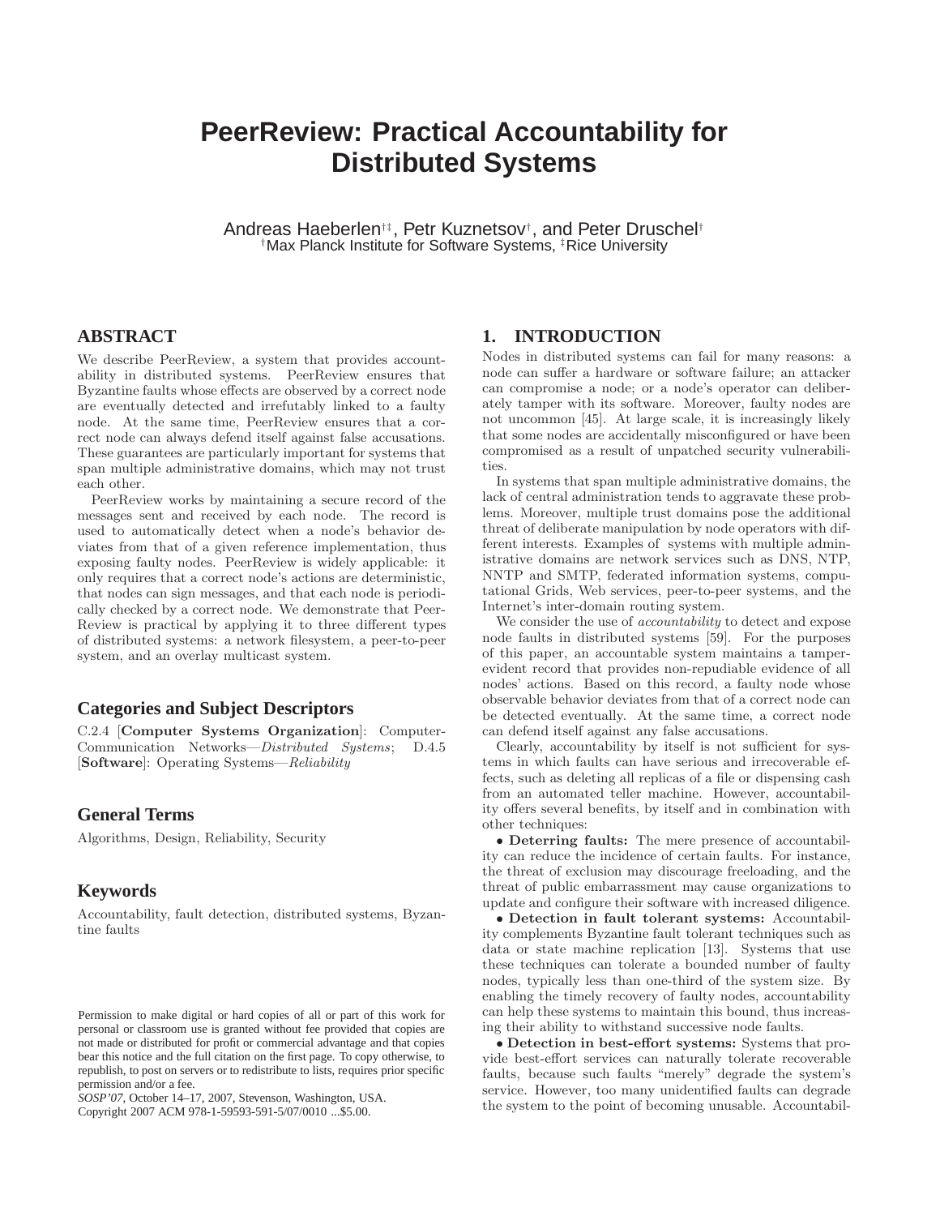# PeerReview: Practical Accountability for Distributed Systems

Andreas Haeberlen[†‡], Petr Kuznetsov[†], and Peter Druschel[†]
[†]Max Planck Institute for Software Systems, [‡]Rice University

## ABSTRACT

We describe PeerReview, a system that provides accountability in distributed systems. PeerReview ensures that Byzantine faults whose effects are observed by a correct node are eventually detected and irrefutably linked to a faulty node. At the same time, PeerReview ensures that a correct node can always defend itself against false accusations. These guarantees are particularly important for systems that span multiple administrative domains, which may not trust each other.

PeerReview works by maintaining a secure record of the messages sent and received by each node. The record is used to automatically detect when a node's behavior deviates from that of a given reference implementation, thus exposing faulty nodes. PeerReview is widely applicable: it only requires that a correct node's actions are deterministic, that nodes can sign messages, and that each node is periodically checked by a correct node. We demonstrate that PeerReview is practical by applying it to three different types of distributed systems: a network filesystem, a peer-to-peer system, and an overlay multicast system.

### Categories and Subject Descriptors

C.2.4 [**Computer Systems Organization**]: Computer-Communication Networks—*Distributed Systems*; D.4.5 [**Software**]: Operating Systems—*Reliability*

### General Terms

Algorithms, Design, Reliability, Security

### Keywords

Accountability, fault detection, distributed systems, Byzantine faults

Permission to make digital or hard copies of all or part of this work for personal or classroom use is granted without fee provided that copies are not made or distributed for profit or commercial advantage and that copies bear this notice and the full citation on the first page. To copy otherwise, to republish, to post on servers or to redistribute to lists, requires prior specific permission and/or a fee.
*SOSP'07*, October 14–17, 2007, Stevenson, Washington, USA.
Copyright 2007 ACM 978-1-59593-591-5/07/0010 ...$5.00.

## 1. INTRODUCTION

Nodes in distributed systems can fail for many reasons: a node can suffer a hardware or software failure; an attacker can compromise a node; or a node's operator can deliberately tamper with its software. Moreover, faulty nodes are not uncommon [45]. At large scale, it is increasingly likely that some nodes are accidentally misconfigured or have been compromised as a result of unpatched security vulnerabilities.

In systems that span multiple administrative domains, the lack of central administration tends to aggravate these problems. Moreover, multiple trust domains pose the additional threat of deliberate manipulation by node operators with different interests. Examples of systems with multiple administrative domains are network services such as DNS, NTP, NNTP and SMTP, federated information systems, computational Grids, Web services, peer-to-peer systems, and the Internet's inter-domain routing system.

We consider the use of *accountability* to detect and expose node faults in distributed systems [59]. For the purposes of this paper, an accountable system maintains a tamper-evident record that provides non-repudiable evidence of all nodes' actions. Based on this record, a faulty node whose observable behavior deviates from that of a correct node can be detected eventually. At the same time, a correct node can defend itself against any false accusations.

Clearly, accountability by itself is not sufficient for systems in which faults can have serious and irrecoverable effects, such as deleting all replicas of a file or dispensing cash from an automated teller machine. However, accountability offers several benefits, by itself and in combination with other techniques:

- **Deterring faults:** The mere presence of accountability can reduce the incidence of certain faults. For instance, the threat of exclusion may discourage freeloading, and the threat of public embarrassment may cause organizations to update and configure their software with increased diligence.
- **Detection in fault tolerant systems:** Accountability complements Byzantine fault tolerant techniques such as data or state machine replication [13]. Systems that use these techniques can tolerate a bounded number of faulty nodes, typically less than one-third of the system size. By enabling the timely recovery of faulty nodes, accountability can help these systems to maintain this bound, thus increasing their ability to withstand successive node faults.
- **Detection in best-effort systems:** Systems that provide best-effort services can naturally tolerate recoverable faults, because such faults "merely" degrade the system's service. However, too many unidentified faults can degrade the system to the point of becoming unusable. Accountabil-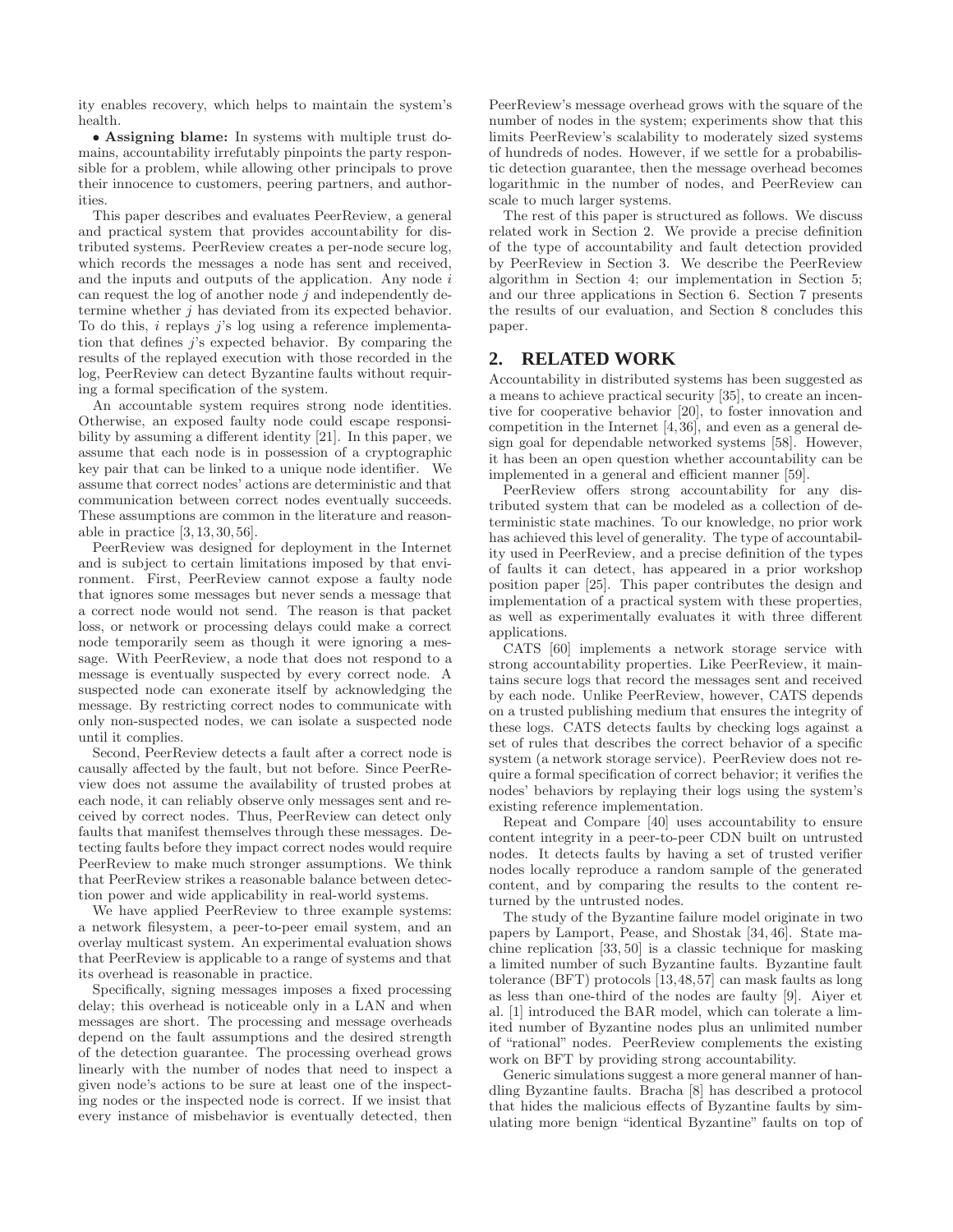ity enables recovery, which helps to maintain the system's health.

• **Assigning blame:** In systems with multiple trust domains, accountability irrefutably pinpoints the party responsible for a problem, while allowing other principals to prove their innocence to customers, peering partners, and authorities.

This paper describes and evaluates PeerReview, a general and practical system that provides accountability for distributed systems. PeerReview creates a per-node secure log, which records the messages a node has sent and received, and the inputs and outputs of the application. Any node $i$ can request the log of another node $j$ and independently determine whether $j$ has deviated from its expected behavior. To do this, $i$ replays $j$'s log using a reference implementation that defines $j$'s expected behavior. By comparing the results of the replayed execution with those recorded in the log, PeerReview can detect Byzantine faults without requiring a formal specification of the system.

An accountable system requires strong node identities. Otherwise, an exposed faulty node could escape responsibility by assuming a different identity [21]. In this paper, we assume that each node is in possession of a cryptographic key pair that can be linked to a unique node identifier. We assume that correct nodes' actions are deterministic and that communication between correct nodes eventually succeeds. These assumptions are common in the literature and reasonable in practice [3, 13, 30, 56].

PeerReview was designed for deployment in the Internet and is subject to certain limitations imposed by that environment. First, PeerReview cannot expose a faulty node that ignores some messages but never sends a message that a correct node would not send. The reason is that packet loss, or network or processing delays could make a correct node temporarily seem as though it were ignoring a message. With PeerReview, a node that does not respond to a message is eventually suspected by every correct node. A suspected node can exonerate itself by acknowledging the message. By restricting correct nodes to communicate with only non-suspected nodes, we can isolate a suspected node until it complies.

Second, PeerReview detects a fault after a correct node is causally affected by the fault, but not before. Since PeerReview does not assume the availability of trusted probes at each node, it can reliably observe only messages sent and received by correct nodes. Thus, PeerReview can detect only faults that manifest themselves through these messages. Detecting faults before they impact correct nodes would require PeerReview to make much stronger assumptions. We think that PeerReview strikes a reasonable balance between detection power and wide applicability in real-world systems.

We have applied PeerReview to three example systems: a network filesystem, a peer-to-peer email system, and an overlay multicast system. An experimental evaluation shows that PeerReview is applicable to a range of systems and that its overhead is reasonable in practice.

Specifically, signing messages imposes a fixed processing delay; this overhead is noticeable only in a LAN and when messages are short. The processing and message overheads depend on the fault assumptions and the desired strength of the detection guarantee. The processing overhead grows linearly with the number of nodes that need to inspect a given node's actions to be sure at least one of the inspecting nodes or the inspected node is correct. If we insist that every instance of misbehavior is eventually detected, then PeerReview's message overhead grows with the square of the number of nodes in the system; experiments show that this limits PeerReview's scalability to moderately sized systems of hundreds of nodes. However, if we settle for a probabilistic detection guarantee, then the message overhead becomes logarithmic in the number of nodes, and PeerReview can scale to much larger systems.

The rest of this paper is structured as follows. We discuss related work in Section 2. We provide a precise definition of the type of accountability and fault detection provided by PeerReview in Section 3. We describe the PeerReview algorithm in Section 4; our implementation in Section 5; and our three applications in Section 6. Section 7 presents the results of our evaluation, and Section 8 concludes this paper.

## 2. RELATED WORK

Accountability in distributed systems has been suggested as a means to achieve practical security [35], to create an incentive for cooperative behavior [20], to foster innovation and competition in the Internet [4, 36], and even as a general design goal for dependable networked systems [58]. However, it has been an open question whether accountability can be implemented in a general and efficient manner [59].

PeerReview offers strong accountability for any distributed system that can be modeled as a collection of deterministic state machines. To our knowledge, no prior work has achieved this level of generality. The type of accountability used in PeerReview, and a precise definition of the types of faults it can detect, has appeared in a prior workshop position paper [25]. This paper contributes the design and implementation of a practical system with these properties, as well as experimentally evaluates it with three different applications.

CATS [60] implements a network storage service with strong accountability properties. Like PeerReview, it maintains secure logs that record the messages sent and received by each node. Unlike PeerReview, however, CATS depends on a trusted publishing medium that ensures the integrity of these logs. CATS detects faults by checking logs against a set of rules that describes the correct behavior of a specific system (a network storage service). PeerReview does not require a formal specification of correct behavior; it verifies the nodes' behaviors by replaying their logs using the system's existing reference implementation.

Repeat and Compare [40] uses accountability to ensure content integrity in a peer-to-peer CDN built on untrusted nodes. It detects faults by having a set of trusted verifier nodes locally reproduce a random sample of the generated content, and by comparing the results to the content returned by the untrusted nodes.

The study of the Byzantine failure model originate in two papers by Lamport, Pease, and Shostak [34, 46]. State machine replication [33, 50] is a classic technique for masking a limited number of such Byzantine faults. Byzantine fault tolerance (BFT) protocols [13, 48, 57] can mask faults as long as less than one-third of the nodes are faulty [9]. Aiyer et al. [1] introduced the BAR model, which can tolerate a limited number of Byzantine nodes plus an unlimited number of "rational" nodes. PeerReview complements the existing work on BFT by providing strong accountability.

Generic simulations suggest a more general manner of handling Byzantine faults. Bracha [8] has described a protocol that hides the malicious effects of Byzantine faults by simulating more benign "identical Byzantine" faults on top of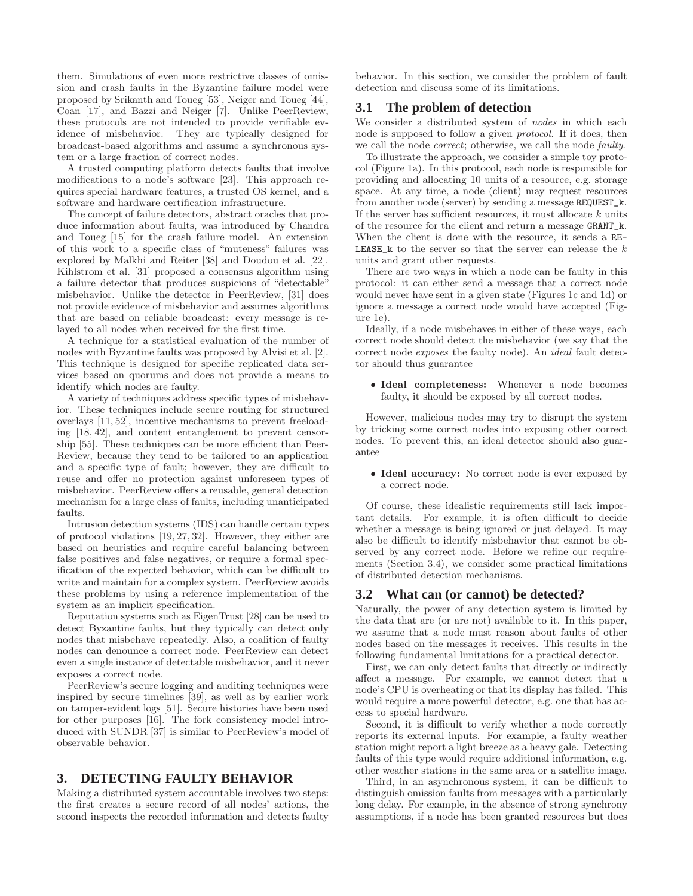them. Simulations of even more restrictive classes of omission and crash faults in the Byzantine failure model were proposed by Srikanth and Toueg [53], Neiger and Toueg [44], Coan [17], and Bazzi and Neiger [7]. Unlike PeerReview, these protocols are not intended to provide verifiable evidence of misbehavior. They are typically designed for broadcast-based algorithms and assume a synchronous system or a large fraction of correct nodes.

A trusted computing platform detects faults that involve modifications to a node's software [23]. This approach requires special hardware features, a trusted OS kernel, and a software and hardware certification infrastructure.

The concept of failure detectors, abstract oracles that produce information about faults, was introduced by Chandra and Toueg [15] for the crash failure model. An extension of this work to a specific class of "muteness" failures was explored by Malkhi and Reiter [38] and Doudou et al. [22]. Kihlstrom et al. [31] proposed a consensus algorithm using a failure detector that produces suspicions of "detectable" misbehavior. Unlike the detector in PeerReview, [31] does not provide evidence of misbehavior and assumes algorithms that are based on reliable broadcast: every message is relayed to all nodes when received for the first time.

A technique for a statistical evaluation of the number of nodes with Byzantine faults was proposed by Alvisi et al. [2]. This technique is designed for specific replicated data services based on quorums and does not provide a means to identify which nodes are faulty.

A variety of techniques address specific types of misbehavior. These techniques include secure routing for structured overlays [11, 52], incentive mechanisms to prevent freeloading [18, 42], and content entanglement to prevent censorship [55]. These techniques can be more efficient than PeerReview, because they tend to be tailored to an application and a specific type of fault; however, they are difficult to reuse and offer no protection against unforeseen types of misbehavior. PeerReview offers a reusable, general detection mechanism for a large class of faults, including unanticipated faults.

Intrusion detection systems (IDS) can handle certain types of protocol violations [19, 27, 32]. However, they either are based on heuristics and require careful balancing between false positives and false negatives, or require a formal specification of the expected behavior, which can be difficult to write and maintain for a complex system. PeerReview avoids these problems by using a reference implementation of the system as an implicit specification.

Reputation systems such as EigenTrust [28] can be used to detect Byzantine faults, but they typically can detect only nodes that misbehave repeatedly. Also, a coalition of faulty nodes can denounce a correct node. PeerReview can detect even a single instance of detectable misbehavior, and it never exposes a correct node.

PeerReview's secure logging and auditing techniques were inspired by secure timelines [39], as well as by earlier work on tamper-evident logs [51]. Secure histories have been used for other purposes [16]. The fork consistency model introduced with SUNDR [37] is similar to PeerReview's model of observable behavior.

# 3. DETECTING FAULTY BEHAVIOR

Making a distributed system accountable involves two steps: the first creates a secure record of all nodes' actions, the second inspects the recorded information and detects faulty behavior. In this section, we consider the problem of fault detection and discuss some of its limitations.

## 3.1 The problem of detection

We consider a distributed system of *nodes* in which each node is supposed to follow a given *protocol*. If it does, then we call the node *correct*; otherwise, we call the node *faulty*.

To illustrate the approach, we consider a simple toy protocol (Figure 1a). In this protocol, each node is responsible for providing and allocating 10 units of a resource, e.g. storage space. At any time, a node (client) may request resources from another node (server) by sending a message `REQUEST_k`. If the server has sufficient resources, it must allocate $k$ units of the resource for the client and return a message `GRANT_k`. When the client is done with the resource, it sends a `RELEASE_k` to the server so that the server can release the $k$ units and grant other requests.

There are two ways in which a node can be faulty in this protocol: it can either send a message that a correct node would never have sent in a given state (Figures 1c and 1d) or ignore a message a correct node would have accepted (Figure 1e).

Ideally, if a node misbehaves in either of these ways, each correct node should detect the misbehavior (we say that the correct node *exposes* the faulty node). An *ideal* fault detector should thus guarantee

- **Ideal completeness:** Whenever a node becomes faulty, it should be exposed by all correct nodes.

However, malicious nodes may try to disrupt the system by tricking some correct nodes into exposing other correct nodes. To prevent this, an ideal detector should also guarantee

- **Ideal accuracy:** No correct node is ever exposed by a correct node.

Of course, these idealistic requirements still lack important details. For example, it is often difficult to decide whether a message is being ignored or just delayed. It may also be difficult to identify misbehavior that cannot be observed by any correct node. Before we refine our requirements (Section 3.4), we consider some practical limitations of distributed detection mechanisms.

## 3.2 What can (or cannot) be detected?

Naturally, the power of any detection system is limited by the data that are (or are not) available to it. In this paper, we assume that a node must reason about faults of other nodes based on the messages it receives. This results in the following fundamental limitations for a practical detector.

First, we can only detect faults that directly or indirectly affect a message. For example, we cannot detect that a node's CPU is overheating or that its display has failed. This would require a more powerful detector, e.g. one that has access to special hardware.

Second, it is difficult to verify whether a node correctly reports its external inputs. For example, a faulty weather station might report a light breeze as a heavy gale. Detecting faults of this type would require additional information, e.g. other weather stations in the same area or a satellite image.

Third, in an asynchronous system, it can be difficult to distinguish omission faults from messages with a particularly long delay. For example, in the absence of strong synchrony assumptions, if a node has been granted resources but does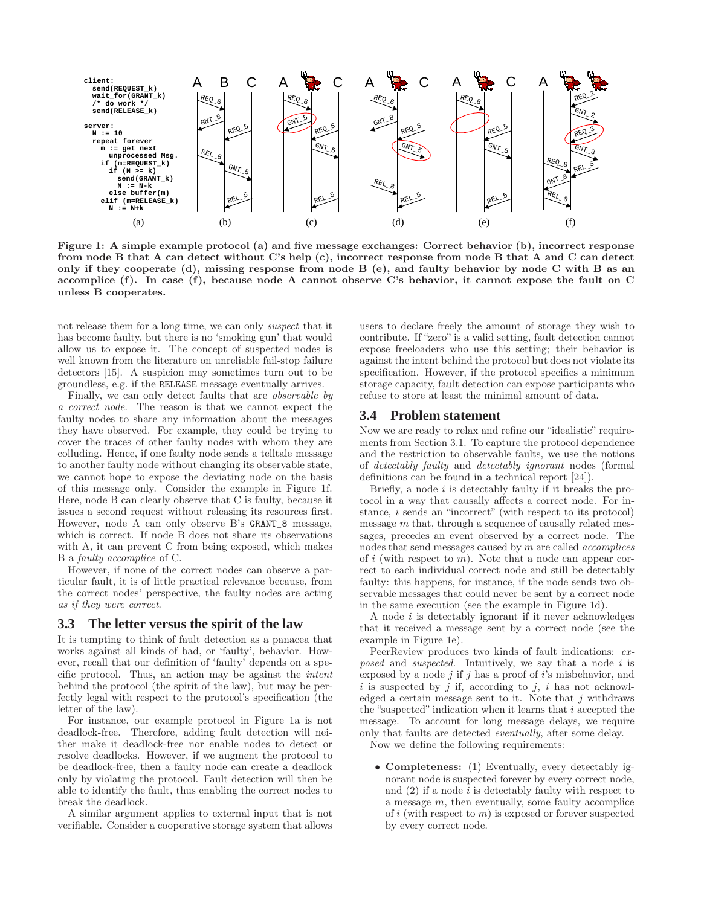```
client:
  send(REQUEST_k)
  wait_for(GRANT_k)
  /* do work */
  send(RELEASE_k)

server:
  N := 10
  repeat forever
    m := get next
      unprocessed Msg.
    if (m=REQUEST_k)
      if (N >= k)
        send(GRANT_k)
        N := N-k
      else buffer(m)
    elif (m=RELEASE_k)
      N := N+k
```

A B C REQ_8 GNT_8 REQ_5 REL_8 GNT_5 REL_5

(a) (b) (c) (d) (e) (f)

**Figure 1: A simple example protocol (a) and five message exchanges: Correct behavior (b), incorrect response from node B that A can detect without C's help (c), incorrect response from node B that A and C can detect only if they cooperate (d), missing response from node B (e), and faulty behavior by node C with B as an accomplice (f). In case (f), because node A cannot observe C's behavior, it cannot expose the fault on C unless B cooperates.**

not release them for a long time, we can only *suspect* that it has become faulty, but there is no 'smoking gun' that would allow us to expose it. The concept of suspected nodes is well known from the literature on unreliable fail-stop failure detectors [15]. A suspicion may sometimes turn out to be groundless, e.g. if the RELEASE message eventually arrives.

Finally, we can only detect faults that are *observable by a correct node*. The reason is that we cannot expect the faulty nodes to share any information about the messages they have observed. For example, they could be trying to cover the traces of other faulty nodes with whom they are colluding. Hence, if one faulty node sends a telltale message to another faulty node without changing its observable state, we cannot hope to expose the deviating node on the basis of this message only. Consider the example in Figure 1f. Here, node B can clearly observe that C is faulty, because it issues a second request without releasing its resources first. However, node A can only observe B's GRANT_8 message, which is correct. If node B does not share its observations with A, it can prevent C from being exposed, which makes B a *faulty accomplice* of C.

However, if none of the correct nodes can observe a particular fault, it is of little practical relevance because, from the correct nodes' perspective, the faulty nodes are acting *as if they were correct*.

## 3.3 The letter versus the spirit of the law

It is tempting to think of fault detection as a panacea that works against all kinds of bad, or 'faulty', behavior. However, recall that our definition of 'faulty' depends on a specific protocol. Thus, an action may be against the *intent* behind the protocol (the spirit of the law), but may be perfectly legal with respect to the protocol's specification (the letter of the law).

For instance, our example protocol in Figure 1a is not deadlock-free. Therefore, adding fault detection will neither make it deadlock-free nor enable nodes to detect or resolve deadlocks. However, if we augment the protocol to be deadlock-free, then a faulty node can create a deadlock only by violating the protocol. Fault detection will then be able to identify the fault, thus enabling the correct nodes to break the deadlock.

A similar argument applies to external input that is not verifiable. Consider a cooperative storage system that allows users to declare freely the amount of storage they wish to contribute. If "zero" is a valid setting, fault detection cannot expose freeloaders who use this setting; their behavior is against the intent behind the protocol but does not violate its specification. However, if the protocol specifies a minimum storage capacity, fault detection can expose participants who refuse to store at least the minimal amount of data.

## 3.4 Problem statement

Now we are ready to relax and refine our "idealistic" requirements from Section 3.1. To capture the protocol dependence and the restriction to observable faults, we use the notions of *detectably faulty* and *detectably ignorant* nodes (formal definitions can be found in a technical report [24]).

Briefly, a node $i$ is detectably faulty if it breaks the protocol in a way that causally affects a correct node. For instance, $i$ sends an "incorrect" (with respect to its protocol) message $m$ that, through a sequence of causally related messages, precedes an event observed by a correct node. The nodes that send messages caused by $m$ are called *accomplices* of $i$ (with respect to $m$). Note that a node can appear correct to each individual correct node and still be detectably faulty: this happens, for instance, if the node sends two observable messages that could never be sent by a correct node in the same execution (see the example in Figure 1d).

A node $i$ is detectably ignorant if it never acknowledges that it received a message sent by a correct node (see the example in Figure 1e).

PeerReview produces two kinds of fault indications: *exposed* and *suspected*. Intuitively, we say that a node $i$ is exposed by a node $j$ if $j$ has a proof of $i$'s misbehavior, and $i$ is suspected by $j$ if, according to $j$, $i$ has not acknowledged a certain message sent to it. Note that $j$ withdraws the "suspected" indication when it learns that $i$ accepted the message. To account for long message delays, we require only that faults are detected *eventually*, after some delay.

Now we define the following requirements:

- **Completeness:** (1) Eventually, every detectably ignorant node is suspected forever by every correct node, and (2) if a node $i$ is detectably faulty with respect to a message $m$, then eventually, some faulty accomplice of $i$ (with respect to $m$) is exposed or forever suspected by every correct node.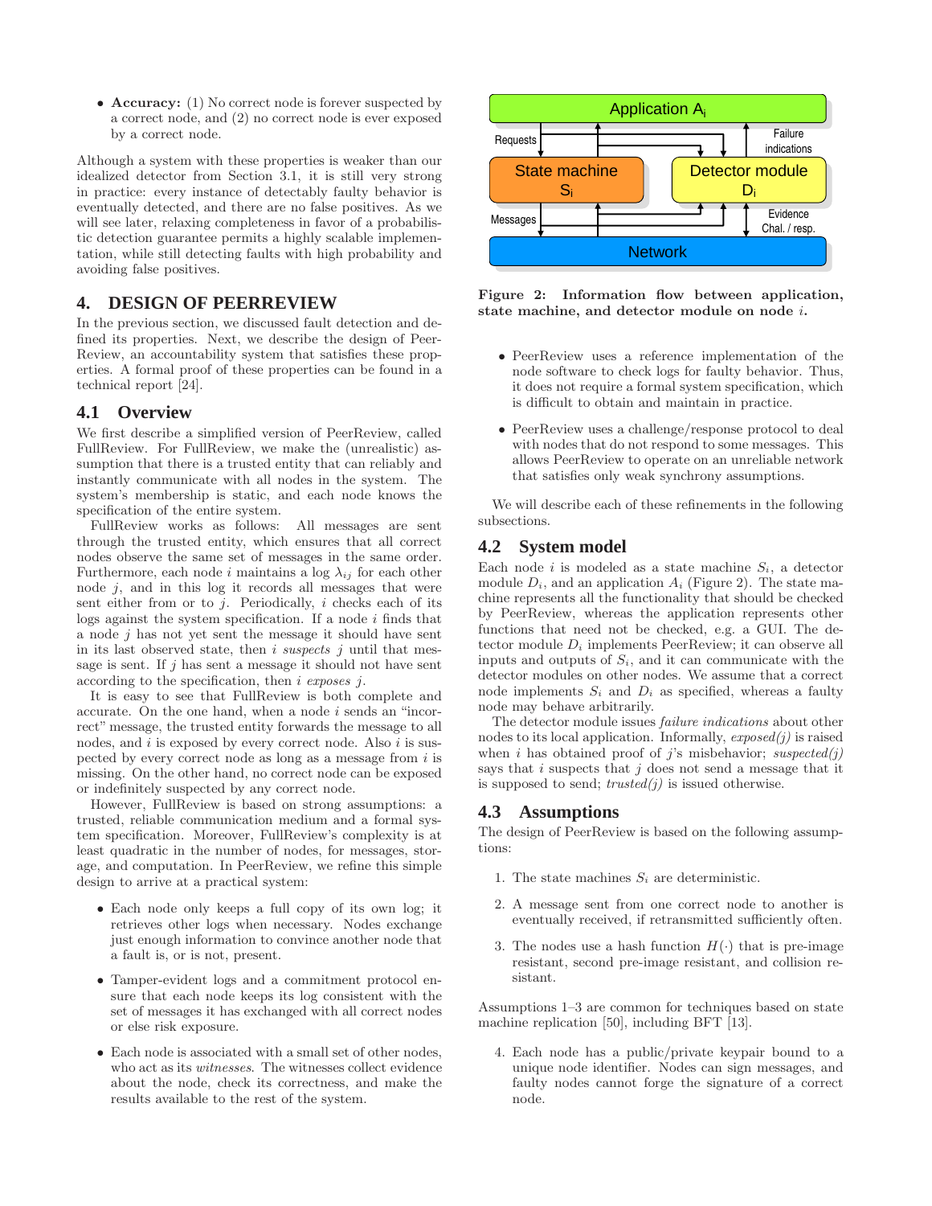- **Accuracy:** (1) No correct node is forever suspected by a correct node, and (2) no correct node is ever exposed by a correct node.

Although a system with these properties is weaker than our idealized detector from Section 3.1, it is still very strong in practice: every instance of detectably faulty behavior is eventually detected, and there are no false positives. As we will see later, relaxing completeness in favor of a probabilistic detection guarantee permits a highly scalable implementation, while still detecting faults with high probability and avoiding false positives.

# 4. DESIGN OF PEERREVIEW

In the previous section, we discussed fault detection and defined its properties. Next, we describe the design of PeerReview, an accountability system that satisfies these properties. A formal proof of these properties can be found in a technical report [24].

## 4.1 Overview

We first describe a simplified version of PeerReview, called FullReview. For FullReview, we make the (unrealistic) assumption that there is a trusted entity that can reliably and instantly communicate with all nodes in the system. The system's membership is static, and each node knows the specification of the entire system.

FullReview works as follows: All messages are sent through the trusted entity, which ensures that all correct nodes observe the same set of messages in the same order. Furthermore, each node $i$ maintains a log $\lambda_{ij}$ for each other node $j$, and in this log it records all messages that were sent either from or to $j$. Periodically, $i$ checks each of its logs against the system specification. If a node $i$ finds that a node $j$ has not yet sent the message it should have sent in its last observed state, then $i$ *suspects* $j$ until that message is sent. If $j$ has sent a message it should not have sent according to the specification, then $i$ *exposes* $j$.

It is easy to see that FullReview is both complete and accurate. On the one hand, when a node $i$ sends an "incorrect" message, the trusted entity forwards the message to all nodes, and $i$ is exposed by every correct node. Also $i$ is suspected by every correct node as long as a message from $i$ is missing. On the other hand, no correct node can be exposed or indefinitely suspected by any correct node.

However, FullReview is based on strong assumptions: a trusted, reliable communication medium and a formal system specification. Moreover, FullReview's complexity is at least quadratic in the number of nodes, for messages, storage, and computation. In PeerReview, we refine this simple design to arrive at a practical system:

- Each node only keeps a full copy of its own log; it retrieves other logs when necessary. Nodes exchange just enough information to convince another node that a fault is, or is not, present.
- Tamper-evident logs and a commitment protocol ensure that each node keeps its log consistent with the set of messages it has exchanged with all correct nodes or else risk exposure.
- Each node is associated with a small set of other nodes, who act as its *witnesses*. The witnesses collect evidence about the node, check its correctness, and make the results available to the rest of the system.

Application $A_i$

Requests

Failure indications

State machine $S_i$

Detector module $D_i$

Messages

Evidence

Chal. / resp.

Network

**Figure 2: Information flow between application, state machine, and detector module on node $i$.**

- PeerReview uses a reference implementation of the node software to check logs for faulty behavior. Thus, it does not require a formal system specification, which is difficult to obtain and maintain in practice.
- PeerReview uses a challenge/response protocol to deal with nodes that do not respond to some messages. This allows PeerReview to operate on an unreliable network that satisfies only weak synchrony assumptions.

We will describe each of these refinements in the following subsections.

## 4.2 System model

Each node $i$ is modeled as a state machine $S_i$, a detector module $D_i$, and an application $A_i$ (Figure 2). The state machine represents all the functionality that should be checked by PeerReview, whereas the application represents other functions that need not be checked, e.g. a GUI. The detector module $D_i$ implements PeerReview; it can observe all inputs and outputs of $S_i$, and it can communicate with the detector modules on other nodes. We assume that a correct node implements $S_i$ and $D_i$ as specified, whereas a faulty node may behave arbitrarily.

The detector module issues *failure indications* about other nodes to its local application. Informally, *exposed(j)* is raised when $i$ has obtained proof of $j$'s misbehavior; *suspected(j)* says that $i$ suspects that $j$ does not send a message that it is supposed to send; *trusted(j)* is issued otherwise.

## 4.3 Assumptions

The design of PeerReview is based on the following assumptions:

1. The state machines $S_i$ are deterministic.
2. A message sent from one correct node to another is eventually received, if retransmitted sufficiently often.
3. The nodes use a hash function $H(\cdot)$ that is pre-image resistant, second pre-image resistant, and collision resistant.

Assumptions 1–3 are common for techniques based on state machine replication [50], including BFT [13].

4. Each node has a public/private keypair bound to a unique node identifier. Nodes can sign messages, and faulty nodes cannot forge the signature of a correct node.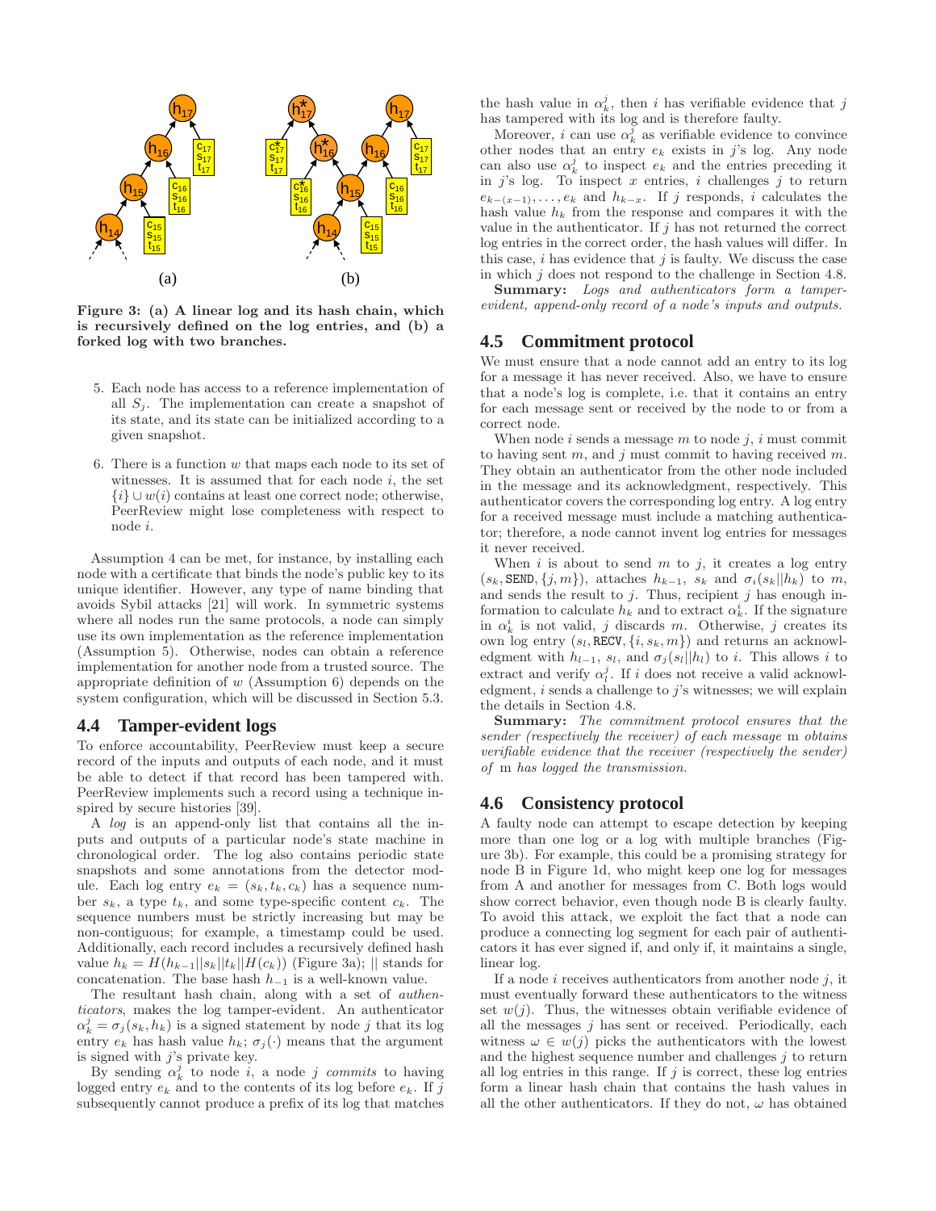Figure 3: (a) A linear log and its hash chain, which is recursively defined on the log entries, and (b) a forked log with two branches.

5. Each node has access to a reference implementation of all $S_j$. The implementation can create a snapshot of its state, and its state can be initialized according to a given snapshot.

6. There is a function $w$ that maps each node to its set of witnesses. It is assumed that for each node $i$, the set $\{i\} \cup w(i)$ contains at least one correct node; otherwise, PeerReview might lose completeness with respect to node $i$.

Assumption 4 can be met, for instance, by installing each node with a certificate that binds the node's public key to its unique identifier. However, any type of name binding that avoids Sybil attacks [21] will work. In symmetric systems where all nodes run the same protocols, a node can simply use its own implementation as the reference implementation (Assumption 5). Otherwise, nodes can obtain a reference implementation for another node from a trusted source. The appropriate definition of $w$ (Assumption 6) depends on the system configuration, which will be discussed in Section 5.3.

## 4.4 Tamper-evident logs

To enforce accountability, PeerReview must keep a secure record of the inputs and outputs of each node, and it must be able to detect if that record has been tampered with. PeerReview implements such a record using a technique inspired by secure histories [39].

A *log* is an append-only list that contains all the inputs and outputs of a particular node's state machine in chronological order. The log also contains periodic state snapshots and some annotations from the detector module. Each log entry $e_k = (s_k, t_k, c_k)$ has a sequence number $s_k$, a type $t_k$, and some type-specific content $c_k$. The sequence numbers must be strictly increasing but may be non-contiguous; for example, a timestamp could be used. Additionally, each record includes a recursively defined hash value $h_k = H(h_{k-1}||s_k||t_k||H(c_k))$ (Figure 3a); $||$ stands for concatenation. The base hash $h_{-1}$ is a well-known value.

The resultant hash chain, along with a set of *authenticators*, makes the log tamper-evident. An authenticator $\alpha_k^j = \sigma_j(s_k, h_k)$ is a signed statement by node $j$ that its log entry $e_k$ has hash value $h_k$; $\sigma_j(\cdot)$ means that the argument is signed with $j$'s private key.

By sending $\alpha_k^j$ to node $i$, a node $j$ *commits* to having logged entry $e_k$ and to the contents of its log before $e_k$. If $j$ subsequently cannot produce a prefix of its log that matches the hash value in $\alpha_k^j$, then $i$ has verifiable evidence that $j$ has tampered with its log and is therefore faulty.

Moreover, $i$ can use $\alpha_k^j$ as verifiable evidence to convince other nodes that an entry $e_k$ exists in $j$'s log. Any node can also use $\alpha_k^j$ to inspect $e_k$ and the entries preceding it in $j$'s log. To inspect $x$ entries, $i$ challenges $j$ to return $e_{k-(x-1)}, \ldots, e_k$ and $h_{k-x}$. If $j$ responds, $i$ calculates the hash value $h_k$ from the response and compares it with the value in the authenticator. If $j$ has not returned the correct log entries in the correct order, the hash values will differ. In this case, $i$ has evidence that $j$ is faulty. We discuss the case in which $j$ does not respond to the challenge in Section 4.8.

**Summary:** *Logs and authenticators form a tamper-evident, append-only record of a node's inputs and outputs.*

## 4.5 Commitment protocol

We must ensure that a node cannot add an entry to its log for a message it has never received. Also, we have to ensure that a node's log is complete, i.e. that it contains an entry for each message sent or received by the node to or from a correct node.

When node $i$ sends a message $m$ to node $j$, $i$ must commit to having sent $m$, and $j$ must commit to having received $m$. They obtain an authenticator from the other node included in the message and its acknowledgment, respectively. This authenticator covers the corresponding log entry. A log entry for a received message must include a matching authenticator; therefore, a node cannot invent log entries for messages it never received.

When $i$ is about to send $m$ to $j$, it creates a log entry $(s_k, \texttt{SEND}, \{j, m\})$, attaches $h_{k-1}$, $s_k$ and $\sigma_i(s_k||h_k)$ to $m$, and sends the result to $j$. Thus, recipient $j$ has enough information to calculate $h_k$ and to extract $\alpha_k^i$. If the signature in $\alpha_k^i$ is not valid, $j$ discards $m$. Otherwise, $j$ creates its own log entry $(s_l, \texttt{RECV}, \{i, s_k, m\})$ and returns an acknowledgment with $h_{l-1}$, $s_l$, and $\sigma_j(s_l||h_l)$ to $i$. This allows $i$ to extract and verify $\alpha_l^j$. If $i$ does not receive a valid acknowledgment, $i$ sends a challenge to $j$'s witnesses; we will explain the details in Section 4.8.

**Summary:** *The commitment protocol ensures that the sender (respectively the receiver) of each message* m *obtains verifiable evidence that the receiver (respectively the sender) of* m *has logged the transmission.*

## 4.6 Consistency protocol

A faulty node can attempt to escape detection by keeping more than one log or a log with multiple branches (Figure 3b). For example, this could be a promising strategy for node B in Figure 1d, who might keep one log for messages from A and another for messages from C. Both logs would show correct behavior, even though node B is clearly faulty. To avoid this attack, we exploit the fact that a node can produce a connecting log segment for each pair of authenticators it has ever signed if, and only if, it maintains a single, linear log.

If a node $i$ receives authenticators from another node $j$, it must eventually forward these authenticators to the witness set $w(j)$. Thus, the witnesses obtain verifiable evidence of all the messages $j$ has sent or received. Periodically, each witness $\omega \in w(j)$ picks the authenticators with the lowest and the highest sequence number and challenges $j$ to return all log entries in this range. If $j$ is correct, these log entries form a linear hash chain that contains the hash values in all the other authenticators. If they do not, $\omega$ has obtained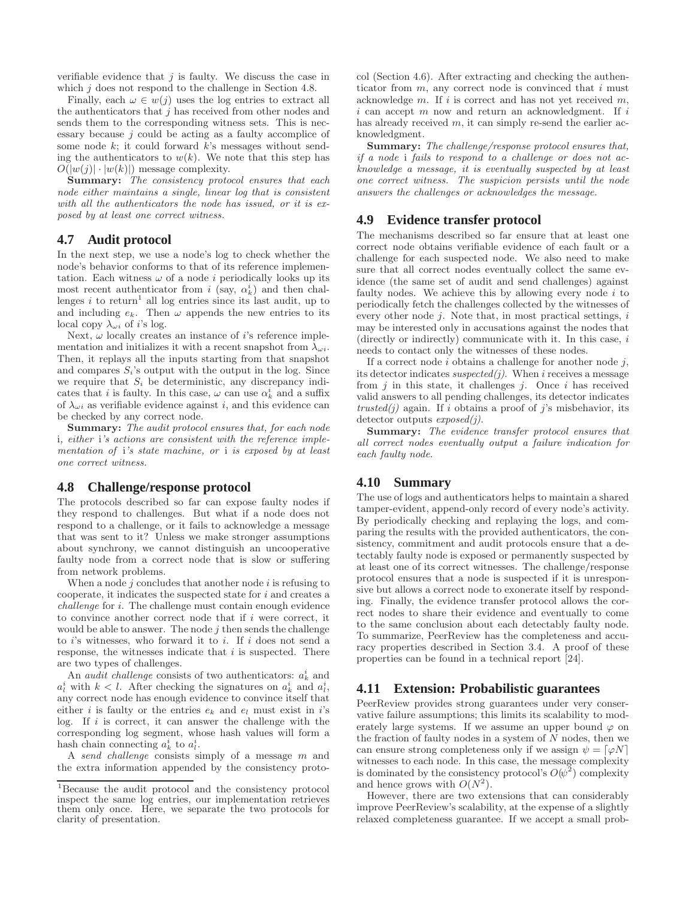verifiable evidence that $j$ is faulty. We discuss the case in which $j$ does not respond to the challenge in Section 4.8.

Finally, each $\omega \in w(j)$ uses the log entries to extract all the authenticators that $j$ has received from other nodes and sends them to the corresponding witness sets. This is necessary because $j$ could be acting as a faulty accomplice of some node $k$; it could forward $k$'s messages without sending the authenticators to $w(k)$. We note that this step has $O(|w(j)| \cdot |w(k)|)$ message complexity.

**Summary:** *The consistency protocol ensures that each node either maintains a single, linear log that is consistent with all the authenticators the node has issued, or it is exposed by at least one correct witness.*

## 4.7 Audit protocol

In the next step, we use a node's log to check whether the node's behavior conforms to that of its reference implementation. Each witness $\omega$ of a node $i$ periodically looks up its most recent authenticator from $i$ (say, $\alpha_k^i$) and then challenges $i$ to return[1] all log entries since its last audit, up to and including $e_k$. Then $\omega$ appends the new entries to its local copy $\lambda_{\omega i}$ of $i$'s log.

Next, $\omega$ locally creates an instance of $i$'s reference implementation and initializes it with a recent snapshot from $\lambda_{\omega i}$. Then, it replays all the inputs starting from that snapshot and compares $S_i$'s output with the output in the log. Since we require that $S_i$ be deterministic, any discrepancy indicates that $i$ is faulty. In this case, $\omega$ can use $\alpha_k^i$ and a suffix of $\lambda_{\omega i}$ as verifiable evidence against $i$, and this evidence can be checked by any correct node.

**Summary:** *The audit protocol ensures that, for each node* i*, either* i*'s actions are consistent with the reference implementation of* i*'s state machine, or* i *is exposed by at least one correct witness.*

## 4.8 Challenge/response protocol

The protocols described so far can expose faulty nodes if they respond to challenges. But what if a node does not respond to a challenge, or it fails to acknowledge a message that was sent to it? Unless we make stronger assumptions about synchrony, we cannot distinguish an uncooperative faulty node from a correct node that is slow or suffering from network problems.

When a node $j$ concludes that another node $i$ is refusing to cooperate, it indicates the suspected state for $i$ and creates a *challenge* for $i$. The challenge must contain enough evidence to convince another correct node that if $i$ were correct, it would be able to answer. The node $j$ then sends the challenge to $i$'s witnesses, who forward it to $i$. If $i$ does not send a response, the witnesses indicate that $i$ is suspected. There are two types of challenges.

An *audit challenge* consists of two authenticators: $a_k^i$ and $a_l^i$ with $k < l$. After checking the signatures on $a_k^i$ and $a_l^i$, any correct node has enough evidence to convince itself that either $i$ is faulty or the entries $e_k$ and $e_l$ must exist in $i$'s log. If $i$ is correct, it can answer the challenge with the corresponding log segment, whose hash values will form a hash chain connecting $a_k^i$ to $a_l^i$.

A *send challenge* consists simply of a message $m$ and the extra information appended by the consistency protocol (Section 4.6). After extracting and checking the authenticator from $m$, any correct node is convinced that $i$ must acknowledge $m$. If $i$ is correct and has not yet received $m$, $i$ can accept $m$ now and return an acknowledgment. If $i$ has already received $m$, it can simply re-send the earlier acknowledgment.

**Summary:** *The challenge/response protocol ensures that, if a node* i *fails to respond to a challenge or does not acknowledge a message, it is eventually suspected by at least one correct witness. The suspicion persists until the node answers the challenges or acknowledges the message.*

## 4.9 Evidence transfer protocol

The mechanisms described so far ensure that at least one correct node obtains verifiable evidence of each fault or a challenge for each suspected node. We also need to make sure that all correct nodes eventually collect the same evidence (the same set of audit and send challenges) against faulty nodes. We achieve this by allowing every node $i$ to periodically fetch the challenges collected by the witnesses of every other node $j$. Note that, in most practical settings, $i$ may be interested only in accusations against the nodes that (directly or indirectly) communicate with it. In this case, $i$ needs to contact only the witnesses of these nodes.

If a correct node $i$ obtains a challenge for another node $j$, its detector indicates *suspected(j)*. When $i$ receives a message from $j$ in this state, it challenges $j$. Once $i$ has received valid answers to all pending challenges, its detector indicates *trusted(j)* again. If $i$ obtains a proof of $j$'s misbehavior, its detector outputs *exposed(j)*.

**Summary:** *The evidence transfer protocol ensures that all correct nodes eventually output a failure indication for each faulty node.*

## 4.10 Summary

The use of logs and authenticators helps to maintain a shared tamper-evident, append-only record of every node's activity. By periodically checking and replaying the logs, and comparing the results with the provided authenticators, the consistency, commitment and audit protocols ensure that a detectably faulty node is exposed or permanently suspected by at least one of its correct witnesses. The challenge/response protocol ensures that a node is suspected if it is unresponsive but allows a correct node to exonerate itself by responding. Finally, the evidence transfer protocol allows the correct nodes to share their evidence and eventually to come to the same conclusion about each detectably faulty node. To summarize, PeerReview has the completeness and accuracy properties described in Section 3.4. A proof of these properties can be found in a technical report [24].

## 4.11 Extension: Probabilistic guarantees

PeerReview provides strong guarantees under very conservative failure assumptions; this limits its scalability to moderately large systems. If we assume an upper bound $\varphi$ on the fraction of faulty nodes in a system of $N$ nodes, then we can ensure strong completeness only if we assign $\psi = \lceil \varphi N \rceil$ witnesses to each node. In this case, the message complexity is dominated by the consistency protocol's $O(\psi^2)$ complexity and hence grows with $O(N^2)$.

However, there are two extensions that can considerably improve PeerReview's scalability, at the expense of a slightly relaxed completeness guarantee. If we accept a small prob-

[1] Because the audit protocol and the consistency protocol inspect the same log entries, our implementation retrieves them only once. Here, we separate the two protocols for clarity of presentation.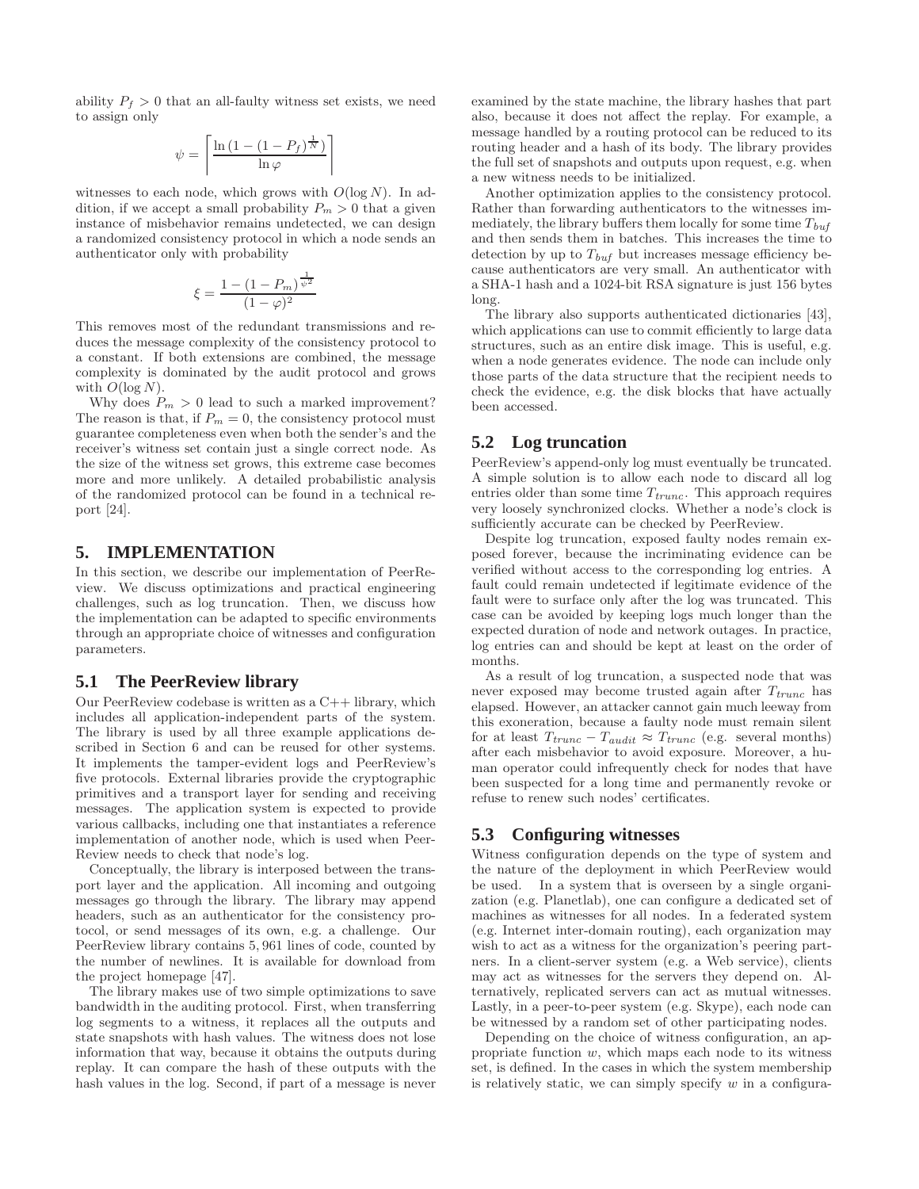ability $P_f > 0$ that an all-faulty witness set exists, we need to assign only

$$\psi = \left\lceil \frac{\ln\left(1 - (1 - P_f)^{\frac{1}{N}}\right)}{\ln \varphi} \right\rceil$$

witnesses to each node, which grows with $O(\log N)$. In addition, if we accept a small probability $P_m > 0$ that a given instance of misbehavior remains undetected, we can design a randomized consistency protocol in which a node sends an authenticator only with probability

$$\xi = \frac{1 - (1 - P_m)^{\frac{1}{\psi^2}}}{(1 - \varphi)^2}$$

This removes most of the redundant transmissions and reduces the message complexity of the consistency protocol to a constant. If both extensions are combined, the message complexity is dominated by the audit protocol and grows with $O(\log N)$.

Why does $P_m > 0$ lead to such a marked improvement? The reason is that, if $P_m = 0$, the consistency protocol must guarantee completeness even when both the sender's and the receiver's witness set contain just a single correct node. As the size of the witness set grows, this extreme case becomes more and more unlikely. A detailed probabilistic analysis of the randomized protocol can be found in a technical report [24].

## 5. IMPLEMENTATION

In this section, we describe our implementation of PeerReview. We discuss optimizations and practical engineering challenges, such as log truncation. Then, we discuss how the implementation can be adapted to specific environments through an appropriate choice of witnesses and configuration parameters.

### 5.1 The PeerReview library

Our PeerReview codebase is written as a C++ library, which includes all application-independent parts of the system. The library is used by all three example applications described in Section 6 and can be reused for other systems. It implements the tamper-evident logs and PeerReview's five protocols. External libraries provide the cryptographic primitives and a transport layer for sending and receiving messages. The application system is expected to provide various callbacks, including one that instantiates a reference implementation of another node, which is used when PeerReview needs to check that node's log.

Conceptually, the library is interposed between the transport layer and the application. All incoming and outgoing messages go through the library. The library may append headers, such as an authenticator for the consistency protocol, or send messages of its own, e.g. a challenge. Our PeerReview library contains 5,961 lines of code, counted by the number of newlines. It is available for download from the project homepage [47].

The library makes use of two simple optimizations to save bandwidth in the auditing protocol. First, when transferring log segments to a witness, it replaces all the outputs and state snapshots with hash values. The witness does not lose information that way, because it obtains the outputs during replay. It can compare the hash of these outputs with the hash values in the log. Second, if part of a message is never examined by the state machine, the library hashes that part also, because it does not affect the replay. For example, a message handled by a routing protocol can be reduced to its routing header and a hash of its body. The library provides the full set of snapshots and outputs upon request, e.g. when a new witness needs to be initialized.

Another optimization applies to the consistency protocol. Rather than forwarding authenticators to the witnesses immediately, the library buffers them locally for some time $T_{buf}$ and then sends them in batches. This increases the time to detection by up to $T_{buf}$ but increases message efficiency because authenticators are very small. An authenticator with a SHA-1 hash and a 1024-bit RSA signature is just 156 bytes long.

The library also supports authenticated dictionaries [43], which applications can use to commit efficiently to large data structures, such as an entire disk image. This is useful, e.g. when a node generates evidence. The node can include only those parts of the data structure that the recipient needs to check the evidence, e.g. the disk blocks that have actually been accessed.

### 5.2 Log truncation

PeerReview's append-only log must eventually be truncated. A simple solution is to allow each node to discard all log entries older than some time $T_{trunc}$. This approach requires very loosely synchronized clocks. Whether a node's clock is sufficiently accurate can be checked by PeerReview.

Despite log truncation, exposed faulty nodes remain exposed forever, because the incriminating evidence can be verified without access to the corresponding log entries. A fault could remain undetected if legitimate evidence of the fault were to surface only after the log was truncated. This case can be avoided by keeping logs much longer than the expected duration of node and network outages. In practice, log entries can and should be kept at least on the order of months.

As a result of log truncation, a suspected node that was never exposed may become trusted again after $T_{trunc}$ has elapsed. However, an attacker cannot gain much leeway from this exoneration, because a faulty node must remain silent for at least $T_{trunc} - T_{audit} \approx T_{trunc}$ (e.g. several months) after each misbehavior to avoid exposure. Moreover, a human operator could infrequently check for nodes that have been suspected for a long time and permanently revoke or refuse to renew such nodes' certificates.

### 5.3 Configuring witnesses

Witness configuration depends on the type of system and the nature of the deployment in which PeerReview would be used. In a system that is overseen by a single organization (e.g. Planetlab), one can configure a dedicated set of machines as witnesses for all nodes. In a federated system (e.g. Internet inter-domain routing), each organization may wish to act as a witness for the organization's peering partners. In a client-server system (e.g. a Web service), clients may act as witnesses for the servers they depend on. Alternatively, replicated servers can act as mutual witnesses. Lastly, in a peer-to-peer system (e.g. Skype), each node can be witnessed by a random set of other participating nodes.

Depending on the choice of witness configuration, an appropriate function $w$, which maps each node to its witness set, is defined. In the cases in which the system membership is relatively static, we can simply specify $w$ in a configura-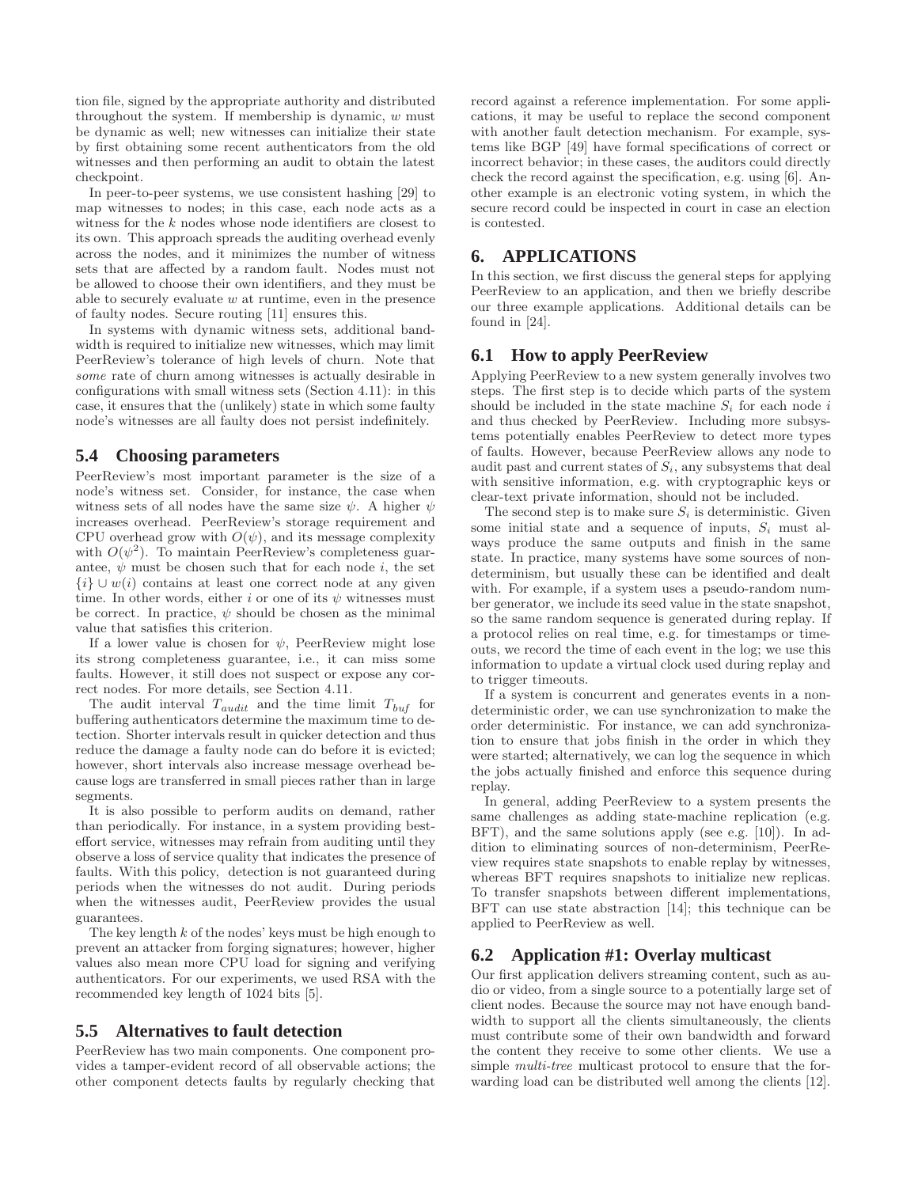tion file, signed by the appropriate authority and distributed throughout the system. If membership is dynamic, $w$ must be dynamic as well; new witnesses can initialize their state by first obtaining some recent authenticators from the old witnesses and then performing an audit to obtain the latest checkpoint.

In peer-to-peer systems, we use consistent hashing [29] to map witnesses to nodes; in this case, each node acts as a witness for the $k$ nodes whose node identifiers are closest to its own. This approach spreads the auditing overhead evenly across the nodes, and it minimizes the number of witness sets that are affected by a random fault. Nodes must not be allowed to choose their own identifiers, and they must be able to securely evaluate $w$ at runtime, even in the presence of faulty nodes. Secure routing [11] ensures this.

In systems with dynamic witness sets, additional bandwidth is required to initialize new witnesses, which may limit PeerReview's tolerance of high levels of churn. Note that *some* rate of churn among witnesses is actually desirable in configurations with small witness sets (Section 4.11): in this case, it ensures that the (unlikely) state in which some faulty node's witnesses are all faulty does not persist indefinitely.

## 5.4 Choosing parameters

PeerReview's most important parameter is the size of a node's witness set. Consider, for instance, the case when witness sets of all nodes have the same size $\psi$. A higher $\psi$ increases overhead. PeerReview's storage requirement and CPU overhead grow with $O(\psi)$, and its message complexity with $O(\psi^2)$. To maintain PeerReview's completeness guarantee, $\psi$ must be chosen such that for each node $i$, the set $\{i\} \cup w(i)$ contains at least one correct node at any given time. In other words, either $i$ or one of its $\psi$ witnesses must be correct. In practice, $\psi$ should be chosen as the minimal value that satisfies this criterion.

If a lower value is chosen for $\psi$, PeerReview might lose its strong completeness guarantee, i.e., it can miss some faults. However, it still does not suspect or expose any correct nodes. For more details, see Section 4.11.

The audit interval $T_{audit}$ and the time limit $T_{buf}$ for buffering authenticators determine the maximum time to detection. Shorter intervals result in quicker detection and thus reduce the damage a faulty node can do before it is evicted; however, short intervals also increase message overhead because logs are transferred in small pieces rather than in large segments.

It is also possible to perform audits on demand, rather than periodically. For instance, in a system providing best-effort service, witnesses may refrain from auditing until they observe a loss of service quality that indicates the presence of faults. With this policy, detection is not guaranteed during periods when the witnesses do not audit. During periods when the witnesses audit, PeerReview provides the usual guarantees.

The key length $k$ of the nodes' keys must be high enough to prevent an attacker from forging signatures; however, higher values also mean more CPU load for signing and verifying authenticators. For our experiments, we used RSA with the recommended key length of 1024 bits [5].

## 5.5 Alternatives to fault detection

PeerReview has two main components. One component provides a tamper-evident record of all observable actions; the other component detects faults by regularly checking that record against a reference implementation. For some applications, it may be useful to replace the second component with another fault detection mechanism. For example, systems like BGP [49] have formal specifications of correct or incorrect behavior; in these cases, the auditors could directly check the record against the specification, e.g. using [6]. Another example is an electronic voting system, in which the secure record could be inspected in court in case an election is contested.

# 6. APPLICATIONS

In this section, we first discuss the general steps for applying PeerReview to an application, and then we briefly describe our three example applications. Additional details can be found in [24].

## 6.1 How to apply PeerReview

Applying PeerReview to a new system generally involves two steps. The first step is to decide which parts of the system should be included in the state machine $S_i$ for each node $i$ and thus checked by PeerReview. Including more subsystems potentially enables PeerReview to detect more types of faults. However, because PeerReview allows any node to audit past and current states of $S_i$, any subsystems that deal with sensitive information, e.g. with cryptographic keys or clear-text private information, should not be included.

The second step is to make sure $S_i$ is deterministic. Given some initial state and a sequence of inputs, $S_i$ must always produce the same outputs and finish in the same state. In practice, many systems have some sources of nondeterminism, but usually these can be identified and dealt with. For example, if a system uses a pseudo-random number generator, we include its seed value in the state snapshot, so the same random sequence is generated during replay. If a protocol relies on real time, e.g. for timestamps or timeouts, we record the time of each event in the log; we use this information to update a virtual clock used during replay and to trigger timeouts.

If a system is concurrent and generates events in a nondeterministic order, we can use synchronization to make the order deterministic. For instance, we can add synchronization to ensure that jobs finish in the order in which they were started; alternatively, we can log the sequence in which the jobs actually finished and enforce this sequence during replay.

In general, adding PeerReview to a system presents the same challenges as adding state-machine replication (e.g. BFT), and the same solutions apply (see e.g. [10]). In addition to eliminating sources of non-determinism, PeerReview requires state snapshots to enable replay by witnesses, whereas BFT requires snapshots to initialize new replicas. To transfer snapshots between different implementations, BFT can use state abstraction [14]; this technique can be applied to PeerReview as well.

## 6.2 Application #1: Overlay multicast

Our first application delivers streaming content, such as audio or video, from a single source to a potentially large set of client nodes. Because the source may not have enough bandwidth to support all the clients simultaneously, the clients must contribute some of their own bandwidth and forward the content they receive to some other clients. We use a simple *multi-tree* multicast protocol to ensure that the forwarding load can be distributed well among the clients [12].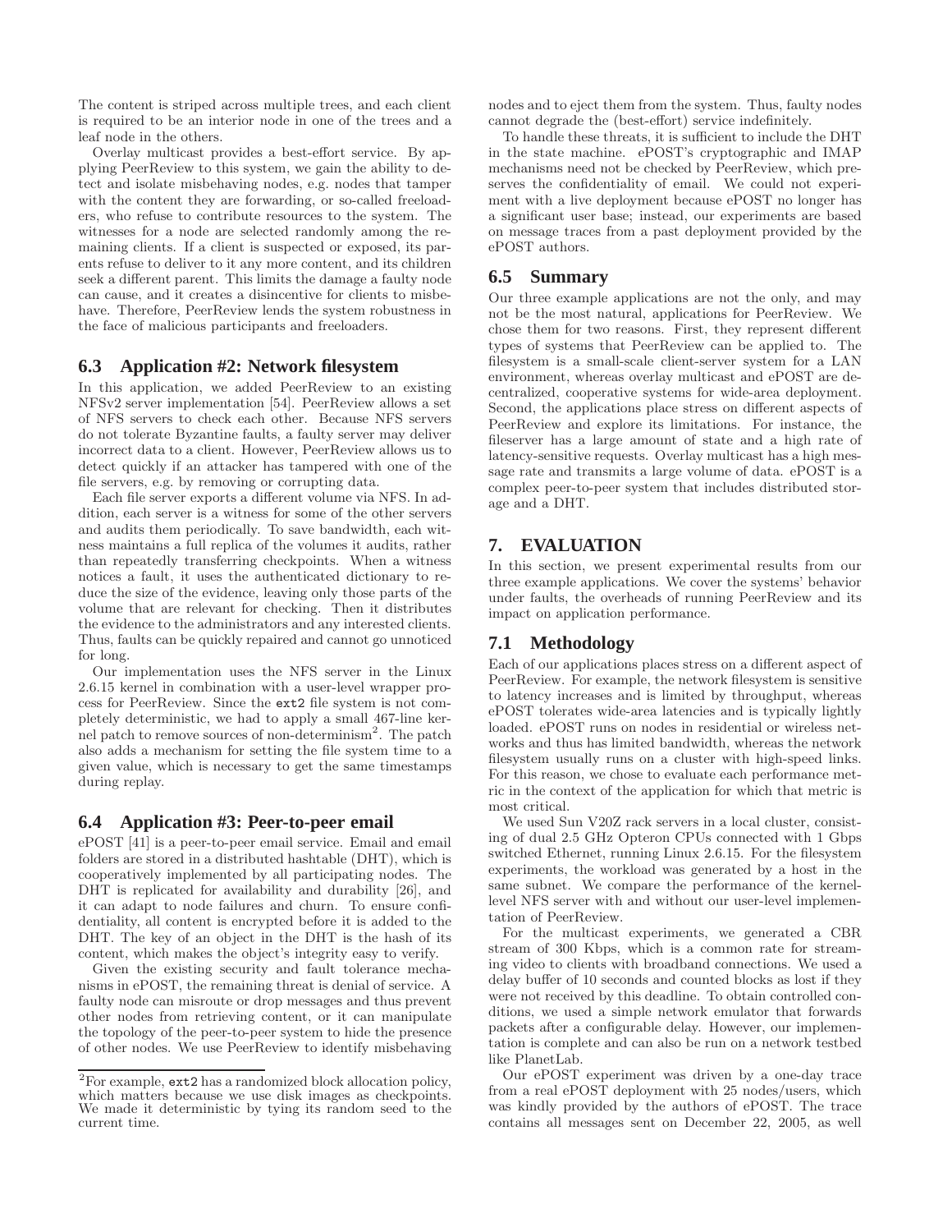The content is striped across multiple trees, and each client is required to be an interior node in one of the trees and a leaf node in the others.

Overlay multicast provides a best-effort service. By applying PeerReview to this system, we gain the ability to detect and isolate misbehaving nodes, e.g. nodes that tamper with the content they are forwarding, or so-called freeloaders, who refuse to contribute resources to the system. The witnesses for a node are selected randomly among the remaining clients. If a client is suspected or exposed, its parents refuse to deliver to it any more content, and its children seek a different parent. This limits the damage a faulty node can cause, and it creates a disincentive for clients to misbehave. Therefore, PeerReview lends the system robustness in the face of malicious participants and freeloaders.

## 6.3 Application #2: Network filesystem

In this application, we added PeerReview to an existing NFSv2 server implementation [54]. PeerReview allows a set of NFS servers to check each other. Because NFS servers do not tolerate Byzantine faults, a faulty server may deliver incorrect data to a client. However, PeerReview allows us to detect quickly if an attacker has tampered with one of the file servers, e.g. by removing or corrupting data.

Each file server exports a different volume via NFS. In addition, each server is a witness for some of the other servers and audits them periodically. To save bandwidth, each witness maintains a full replica of the volumes it audits, rather than repeatedly transferring checkpoints. When a witness notices a fault, it uses the authenticated dictionary to reduce the size of the evidence, leaving only those parts of the volume that are relevant for checking. Then it distributes the evidence to the administrators and any interested clients. Thus, faults can be quickly repaired and cannot go unnoticed for long.

Our implementation uses the NFS server in the Linux 2.6.15 kernel in combination with a user-level wrapper process for PeerReview. Since the `ext2` file system is not completely deterministic, we had to apply a small 467-line kernel patch to remove sources of non-determinism[2]. The patch also adds a mechanism for setting the file system time to a given value, which is necessary to get the same timestamps during replay.

## 6.4 Application #3: Peer-to-peer email

ePOST [41] is a peer-to-peer email service. Email and email folders are stored in a distributed hashtable (DHT), which is cooperatively implemented by all participating nodes. The DHT is replicated for availability and durability [26], and it can adapt to node failures and churn. To ensure confidentiality, all content is encrypted before it is added to the DHT. The key of an object in the DHT is the hash of its content, which makes the object's integrity easy to verify.

Given the existing security and fault tolerance mechanisms in ePOST, the remaining threat is denial of service. A faulty node can misroute or drop messages and thus prevent other nodes from retrieving content, or it can manipulate the topology of the peer-to-peer system to hide the presence of other nodes. We use PeerReview to identify misbehaving nodes and to eject them from the system. Thus, faulty nodes cannot degrade the (best-effort) service indefinitely.

To handle these threats, it is sufficient to include the DHT in the state machine. ePOST's cryptographic and IMAP mechanisms need not be checked by PeerReview, which preserves the confidentiality of email. We could not experiment with a live deployment because ePOST no longer has a significant user base; instead, our experiments are based on message traces from a past deployment provided by the ePOST authors.

## 6.5 Summary

Our three example applications are not the only, and may not be the most natural, applications for PeerReview. We chose them for two reasons. First, they represent different types of systems that PeerReview can be applied to. The filesystem is a small-scale client-server system for a LAN environment, whereas overlay multicast and ePOST are decentralized, cooperative systems for wide-area deployment. Second, the applications place stress on different aspects of PeerReview and explore its limitations. For instance, the fileserver has a large amount of state and a high rate of latency-sensitive requests. Overlay multicast has a high message rate and transmits a large volume of data. ePOST is a complex peer-to-peer system that includes distributed storage and a DHT.

# 7. EVALUATION

In this section, we present experimental results from our three example applications. We cover the systems' behavior under faults, the overheads of running PeerReview and its impact on application performance.

## 7.1 Methodology

Each of our applications places stress on a different aspect of PeerReview. For example, the network filesystem is sensitive to latency increases and is limited by throughput, whereas ePOST tolerates wide-area latencies and is typically lightly loaded. ePOST runs on nodes in residential or wireless networks and thus has limited bandwidth, whereas the network filesystem usually runs on a cluster with high-speed links. For this reason, we chose to evaluate each performance metric in the context of the application for which that metric is most critical.

We used Sun V20Z rack servers in a local cluster, consisting of dual 2.5 GHz Opteron CPUs connected with 1 Gbps switched Ethernet, running Linux 2.6.15. For the filesystem experiments, the workload was generated by a host in the same subnet. We compare the performance of the kernel-level NFS server with and without our user-level implementation of PeerReview.

For the multicast experiments, we generated a CBR stream of 300 Kbps, which is a common rate for streaming video to clients with broadband connections. We used a delay buffer of 10 seconds and counted blocks as lost if they were not received by this deadline. To obtain controlled conditions, we used a simple network emulator that forwards packets after a configurable delay. However, our implementation is complete and can also be run on a network testbed like PlanetLab.

Our ePOST experiment was driven by a one-day trace from a real ePOST deployment with 25 nodes/users, which was kindly provided by the authors of ePOST. The trace contains all messages sent on December 22, 2005, as well

[2] For example, `ext2` has a randomized block allocation policy, which matters because we use disk images as checkpoints. We made it deterministic by tying its random seed to the current time.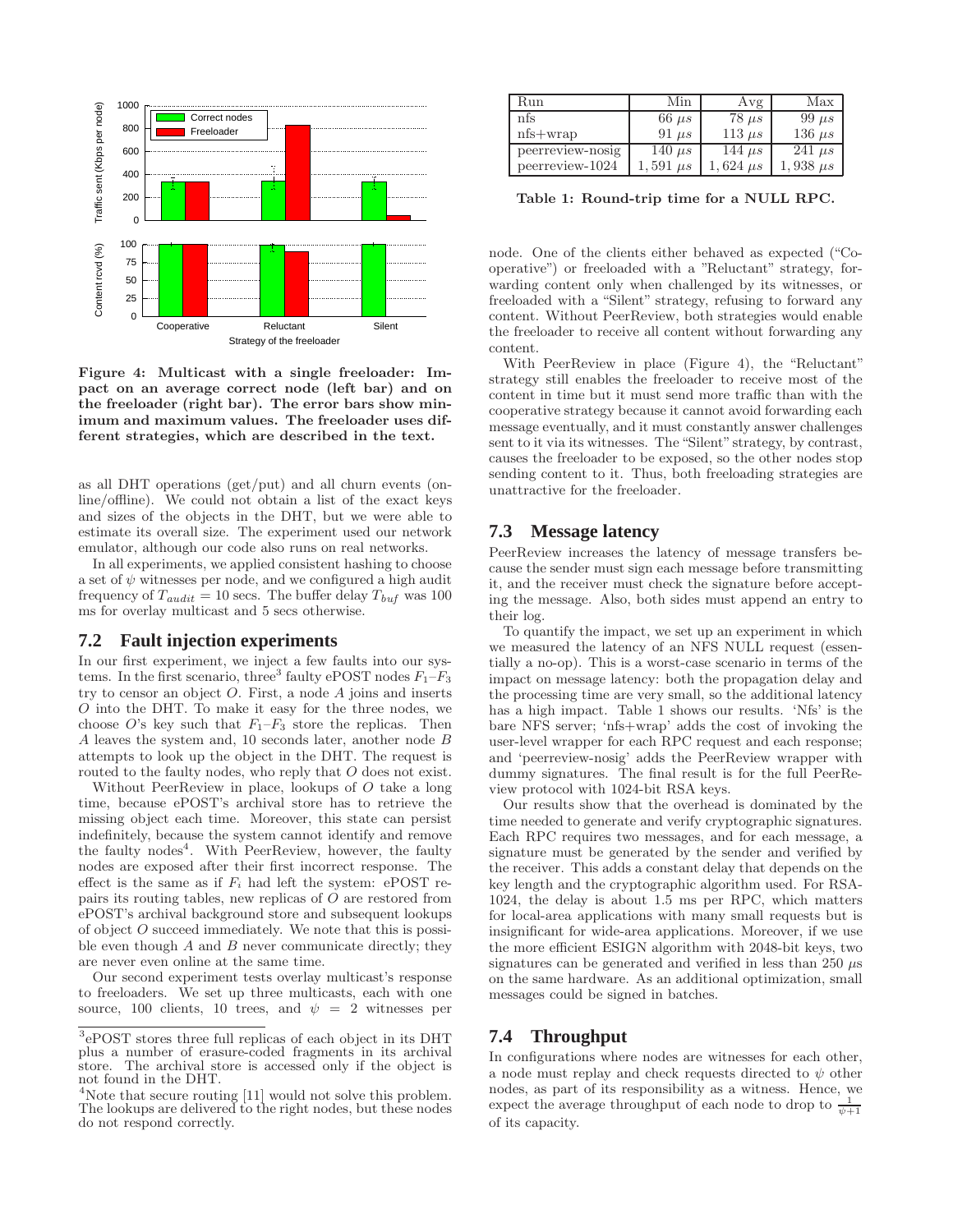Figure 4: Multicast with a single freeloader: Impact on an average correct node (left bar) and on the freeloader (right bar). The error bars show minimum and maximum values. The freeloader uses different strategies, which are described in the text.

as all DHT operations (get/put) and all churn events (online/offline). We could not obtain a list of the exact keys and sizes of the objects in the DHT, but we were able to estimate its overall size. The experiment used our network emulator, although our code also runs on real networks.

In all experiments, we applied consistent hashing to choose a set of $\psi$ witnesses per node, and we configured a high audit frequency of $T_{audit} = 10$ secs. The buffer delay $T_{buf}$ was 100 ms for overlay multicast and 5 secs otherwise.

## 7.2 Fault injection experiments

In our first experiment, we inject a few faults into our systems. In the first scenario, three[3] faulty ePOST nodes $F_1$–$F_3$ try to censor an object $O$. First, a node $A$ joins and inserts $O$ into the DHT. To make it easy for the three nodes, we choose $O$'s key such that $F_1$–$F_3$ store the replicas. Then $A$ leaves the system and, 10 seconds later, another node $B$ attempts to look up the object in the DHT. The request is routed to the faulty nodes, who reply that $O$ does not exist.

Without PeerReview in place, lookups of $O$ take a long time, because ePOST's archival store has to retrieve the missing object each time. Moreover, this state can persist indefinitely, because the system cannot identify and remove the faulty nodes[4]. With PeerReview, however, the faulty nodes are exposed after their first incorrect response. The effect is the same as if $F_i$ had left the system: ePOST repairs its routing tables, new replicas of $O$ are restored from ePOST's archival background store and subsequent lookups of object $O$ succeed immediately. We note that this is possible even though $A$ and $B$ never communicate directly; they are never even online at the same time.

Our second experiment tests overlay multicast's response to freeloaders. We set up three multicasts, each with one source, 100 clients, 10 trees, and $\psi = 2$ witnesses per node. One of the clients either behaved as expected ("Cooperative") or freeloaded with a "Reluctant" strategy, forwarding content only when challenged by its witnesses, or freeloaded with a "Silent" strategy, refusing to forward any content. Without PeerReview, both strategies would enable the freeloader to receive all content without forwarding any content.

With PeerReview in place (Figure 4), the "Reluctant" strategy still enables the freeloader to receive most of the content in time but it must send more traffic than with the cooperative strategy because it cannot avoid forwarding each message eventually, and it must constantly answer challenges sent to it via its witnesses. The "Silent" strategy, by contrast, causes the freeloader to be exposed, so the other nodes stop sending content to it. Thus, both freeloading strategies are unattractive for the freeloader.

[3] ePOST stores three full replicas of each object in its DHT plus a number of erasure-coded fragments in its archival store. The archival store is accessed only if the object is not found in the DHT.

[4] Note that secure routing [11] would not solve this problem. The lookups are delivered to the right nodes, but these nodes do not respond correctly.

| Run | Min | Avg | Max |
|---|---|---|---|
| nfs | 66 $\mu s$ | 78 $\mu s$ | 99 $\mu s$ |
| nfs+wrap | 91 $\mu s$ | 113 $\mu s$ | 136 $\mu s$ |
| peerreview-nosig | 140 $\mu s$ | 144 $\mu s$ | 241 $\mu s$ |
| peerreview-1024 | 1,591 $\mu s$ | 1,624 $\mu s$ | 1,938 $\mu s$ |

Table 1: Round-trip time for a NULL RPC.

## 7.3 Message latency

PeerReview increases the latency of message transfers because the sender must sign each message before transmitting it, and the receiver must check the signature before accepting the message. Also, both sides must append an entry to their log.

To quantify the impact, we set up an experiment in which we measured the latency of an NFS NULL request (essentially a no-op). This is a worst-case scenario in terms of the impact on message latency: both the propagation delay and the processing time are very small, so the additional latency has a high impact. Table 1 shows our results. 'Nfs' is the bare NFS server; 'nfs+wrap' adds the cost of invoking the user-level wrapper for each RPC request and each response; and 'peerreview-nosig' adds the PeerReview wrapper with dummy signatures. The final result is for the full PeerReview protocol with 1024-bit RSA keys.

Our results show that the overhead is dominated by the time needed to generate and verify cryptographic signatures. Each RPC requires two messages, and for each message, a signature must be generated by the sender and verified by the receiver. This adds a constant delay that depends on the key length and the cryptographic algorithm used. For RSA-1024, the delay is about 1.5 ms per RPC, which matters for local-area applications with many small requests but is insignificant for wide-area applications. Moreover, if we use the more efficient ESIGN algorithm with 2048-bit keys, two signatures can be generated and verified in less than 250 $\mu s$ on the same hardware. As an additional optimization, small messages could be signed in batches.

## 7.4 Throughput

In configurations where nodes are witnesses for each other, a node must replay and check requests directed to $\psi$ other nodes, as part of its responsibility as a witness. Hence, we expect the average throughput of each node to drop to $\frac{1}{\psi+1}$ of its capacity.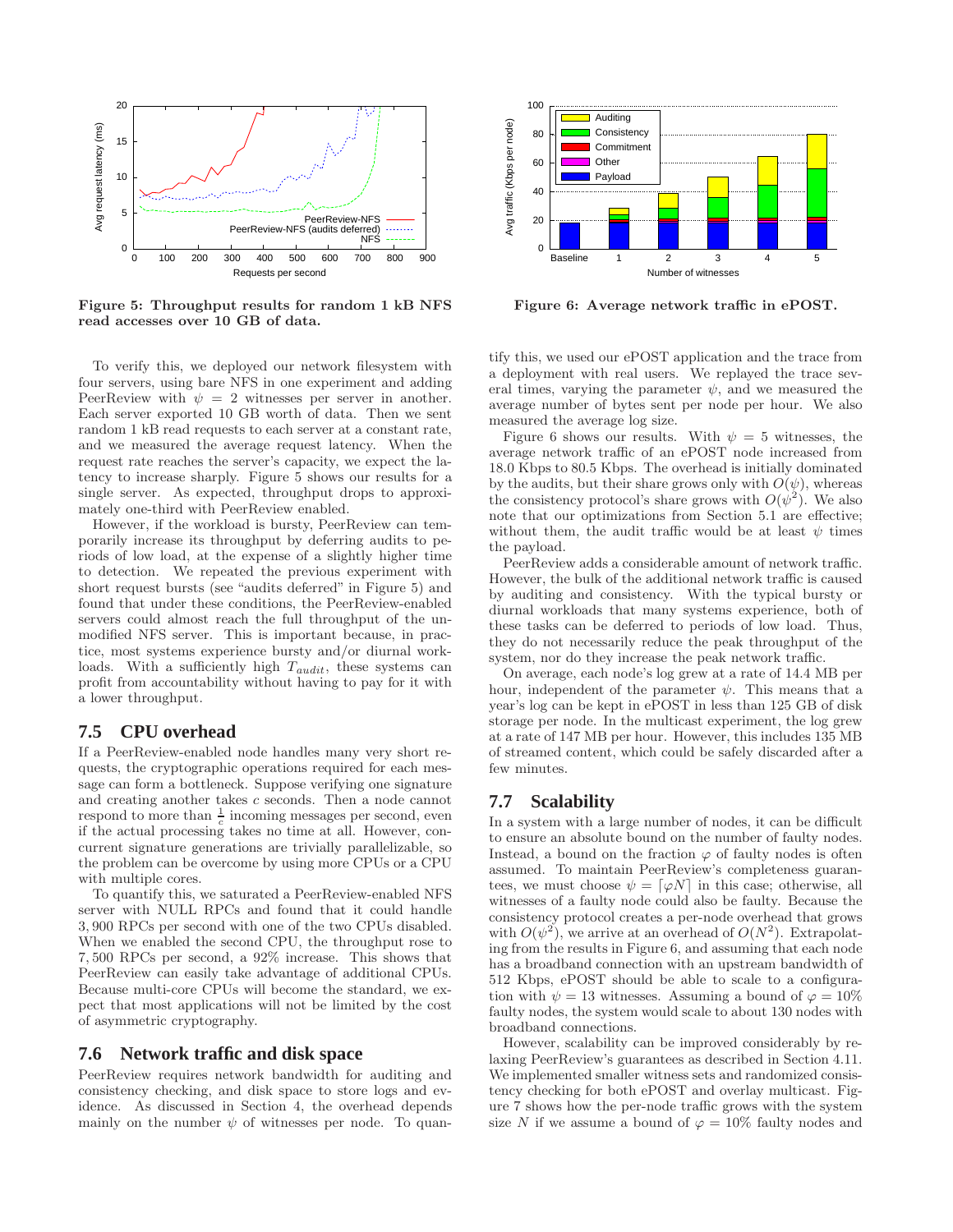Figure 5: Throughput results for random 1 kB NFS read accesses over 10 GB of data.

Figure 6: Average network traffic in ePOST.

To verify this, we deployed our network filesystem with four servers, using bare NFS in one experiment and adding PeerReview with $\psi = 2$ witnesses per server in another. Each server exported 10 GB worth of data. Then we sent random 1 kB read requests to each server at a constant rate, and we measured the average request latency. When the request rate reaches the server's capacity, we expect the latency to increase sharply. Figure 5 shows our results for a single server. As expected, throughput drops to approximately one-third with PeerReview enabled.

However, if the workload is bursty, PeerReview can temporarily increase its throughput by deferring audits to periods of low load, at the expense of a slightly higher time to detection. We repeated the previous experiment with short request bursts (see "audits deferred" in Figure 5) and found that under these conditions, the PeerReview-enabled servers could almost reach the full throughput of the unmodified NFS server. This is important because, in practice, most systems experience bursty and/or diurnal workloads. With a sufficiently high $T_{audit}$, these systems can profit from accountability without having to pay for it with a lower throughput.

## 7.5 CPU overhead

If a PeerReview-enabled node handles many very short requests, the cryptographic operations required for each message can form a bottleneck. Suppose verifying one signature and creating another takes $c$ seconds. Then a node cannot respond to more than $\frac{1}{c}$ incoming messages per second, even if the actual processing takes no time at all. However, concurrent signature generations are trivially parallelizable, so the problem can be overcome by using more CPUs or a CPU with multiple cores.

To quantify this, we saturated a PeerReview-enabled NFS server with NULL RPCs and found that it could handle 3,900 RPCs per second with one of the two CPUs disabled. When we enabled the second CPU, the throughput rose to 7,500 RPCs per second, a 92% increase. This shows that PeerReview can easily take advantage of additional CPUs. Because multi-core CPUs will become the standard, we expect that most applications will not be limited by the cost of asymmetric cryptography.

## 7.6 Network traffic and disk space

PeerReview requires network bandwidth for auditing and consistency checking, and disk space to store logs and evidence. As discussed in Section 4, the overhead depends mainly on the number $\psi$ of witnesses per node. To quantify this, we used our ePOST application and the trace from a deployment with real users. We replayed the trace several times, varying the parameter $\psi$, and we measured the average number of bytes sent per node per hour. We also measured the average log size.

Figure 6 shows our results. With $\psi = 5$ witnesses, the average network traffic of an ePOST node increased from 18.0 Kbps to 80.5 Kbps. The overhead is initially dominated by the audits, but their share grows only with $O(\psi)$, whereas the consistency protocol's share grows with $O(\psi^2)$. We also note that our optimizations from Section 5.1 are effective; without them, the audit traffic would be at least $\psi$ times the payload.

PeerReview adds a considerable amount of network traffic. However, the bulk of the additional network traffic is caused by auditing and consistency. With the typical bursty or diurnal workloads that many systems experience, both of these tasks can be deferred to periods of low load. Thus, they do not necessarily reduce the peak throughput of the system, nor do they increase the peak network traffic.

On average, each node's log grew at a rate of 14.4 MB per hour, independent of the parameter $\psi$. This means that a year's log can be kept in ePOST in less than 125 GB of disk storage per node. In the multicast experiment, the log grew at a rate of 147 MB per hour. However, this includes 135 MB of streamed content, which could be safely discarded after a few minutes.

## 7.7 Scalability

In a system with a large number of nodes, it can be difficult to ensure an absolute bound on the number of faulty nodes. Instead, a bound on the fraction $\varphi$ of faulty nodes is often assumed. To maintain PeerReview's completeness guarantees, we must choose $\psi = \lceil \varphi N \rceil$ in this case; otherwise, all witnesses of a faulty node could also be faulty. Because the consistency protocol creates a per-node overhead that grows with $O(\psi^2)$, we arrive at an overhead of $O(N^2)$. Extrapolating from the results in Figure 6, and assuming that each node has a broadband connection with an upstream bandwidth of 512 Kbps, ePOST should be able to scale to a configuration with $\psi = 13$ witnesses. Assuming a bound of $\varphi = 10\%$ faulty nodes, the system would scale to about 130 nodes with broadband connections.

However, scalability can be improved considerably by relaxing PeerReview's guarantees as described in Section 4.11. We implemented smaller witness sets and randomized consistency checking for both ePOST and overlay multicast. Figure 7 shows how the per-node traffic grows with the system size $N$ if we assume a bound of $\varphi = 10\%$ faulty nodes and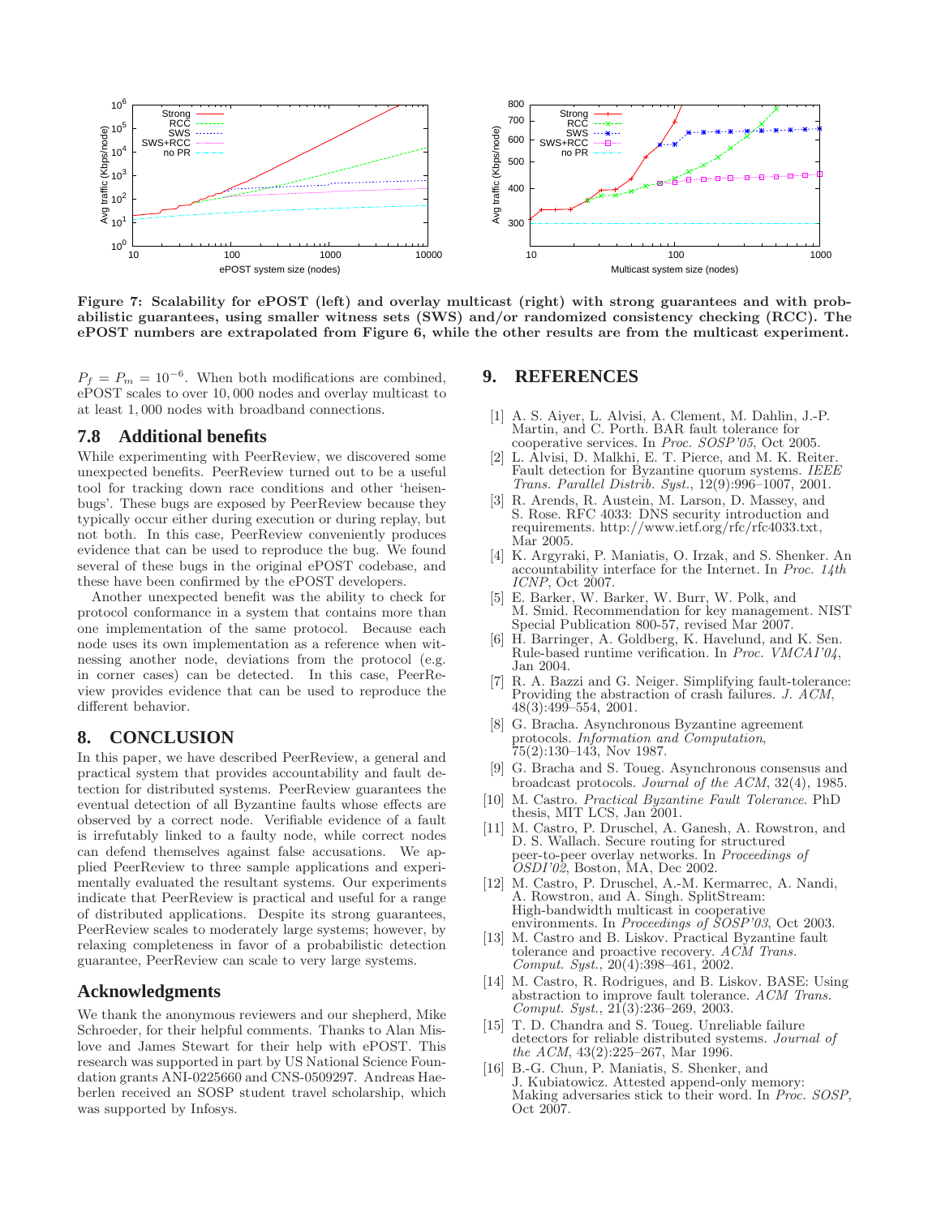Figure 7: Scalability for ePOST (left) and overlay multicast (right) with strong guarantees and with probabilistic guarantees, using smaller witness sets (SWS) and/or randomized consistency checking (RCC). The ePOST numbers are extrapolated from Figure 6, while the other results are from the multicast experiment.

$P_f = P_m = 10^{-6}$. When both modifications are combined, ePOST scales to over 10,000 nodes and overlay multicast to at least 1,000 nodes with broadband connections.

## 7.8 Additional benefits

While experimenting with PeerReview, we discovered some unexpected benefits. PeerReview turned out to be a useful tool for tracking down race conditions and other 'heisenbugs'. These bugs are exposed by PeerReview because they typically occur either during execution or during replay, but not both. In this case, PeerReview conveniently produces evidence that can be used to reproduce the bug. We found several of these bugs in the original ePOST codebase, and these have been confirmed by the ePOST developers.

Another unexpected benefit was the ability to check for protocol conformance in a system that contains more than one implementation of the same protocol. Because each node uses its own implementation as a reference when witnessing another node, deviations from the protocol (e.g. in corner cases) can be detected. In this case, PeerReview provides evidence that can be used to reproduce the different behavior.

# 8. CONCLUSION

In this paper, we have described PeerReview, a general and practical system that provides accountability and fault detection for distributed systems. PeerReview guarantees the eventual detection of all Byzantine faults whose effects are observed by a correct node. Verifiable evidence of a fault is irrefutably linked to a faulty node, while correct nodes can defend themselves against false accusations. We applied PeerReview to three sample applications and experimentally evaluated the resultant systems. Our experiments indicate that PeerReview is practical and useful for a range of distributed applications. Despite its strong guarantees, PeerReview scales to moderately large systems; however, by relaxing completeness in favor of a probabilistic detection guarantee, PeerReview can scale to very large systems.

## Acknowledgments

We thank the anonymous reviewers and our shepherd, Mike Schroeder, for their helpful comments. Thanks to Alan Mislove and James Stewart for their help with ePOST. This research was supported in part by US National Science Foundation grants ANI-0225660 and CNS-0509297. Andreas Haeberlen received an SOSP student travel scholarship, which was supported by Infosys.

# 9. REFERENCES

[1] A. S. Aiyer, L. Alvisi, A. Clement, M. Dahlin, J.-P. Martin, and C. Porth. BAR fault tolerance for cooperative services. In *Proc. SOSP'05*, Oct 2005.

[2] L. Alvisi, D. Malkhi, E. T. Pierce, and M. K. Reiter. Fault detection for Byzantine quorum systems. *IEEE Trans. Parallel Distrib. Syst.*, 12(9):996–1007, 2001.

[3] R. Arends, R. Austein, M. Larson, D. Massey, and S. Rose. RFC 4033: DNS security introduction and requirements. http://www.ietf.org/rfc/rfc4033.txt, Mar 2005.

[4] K. Argyraki, P. Maniatis, O. Irzak, and S. Shenker. An accountability interface for the Internet. In *Proc. 14th ICNP*, Oct 2007.

[5] E. Barker, W. Barker, W. Burr, W. Polk, and M. Smid. Recommendation for key management. NIST Special Publication 800-57, revised Mar 2007.

[6] H. Barringer, A. Goldberg, K. Havelund, and K. Sen. Rule-based runtime verification. In *Proc. VMCAI'04*, Jan 2004.

[7] R. A. Bazzi and G. Neiger. Simplifying fault-tolerance: Providing the abstraction of crash failures. *J. ACM*, 48(3):499–554, 2001.

[8] G. Bracha. Asynchronous Byzantine agreement protocols. *Information and Computation*, 75(2):130–143, Nov 1987.

[9] G. Bracha and S. Toueg. Asynchronous consensus and broadcast protocols. *Journal of the ACM*, 32(4), 1985.

[10] M. Castro. *Practical Byzantine Fault Tolerance*. PhD thesis, MIT LCS, Jan 2001.

[11] M. Castro, P. Druschel, A. Ganesh, A. Rowstron, and D. S. Wallach. Secure routing for structured peer-to-peer overlay networks. In *Proceedings of OSDI'02*, Boston, MA, Dec 2002.

[12] M. Castro, P. Druschel, A.-M. Kermarrec, A. Nandi, A. Rowstron, and A. Singh. SplitStream: High-bandwidth multicast in cooperative environments. In *Proceedings of SOSP'03*, Oct 2003.

[13] M. Castro and B. Liskov. Practical Byzantine fault tolerance and proactive recovery. *ACM Trans. Comput. Syst.*, 20(4):398–461, 2002.

[14] M. Castro, R. Rodrigues, and B. Liskov. BASE: Using abstraction to improve fault tolerance. *ACM Trans. Comput. Syst.*, 21(3):236–269, 2003.

[15] T. D. Chandra and S. Toueg. Unreliable failure detectors for reliable distributed systems. *Journal of the ACM*, 43(2):225–267, Mar 1996.

[16] B.-G. Chun, P. Maniatis, S. Shenker, and J. Kubiatowicz. Attested append-only memory: Making adversaries stick to their word. In *Proc. SOSP*, Oct 2007.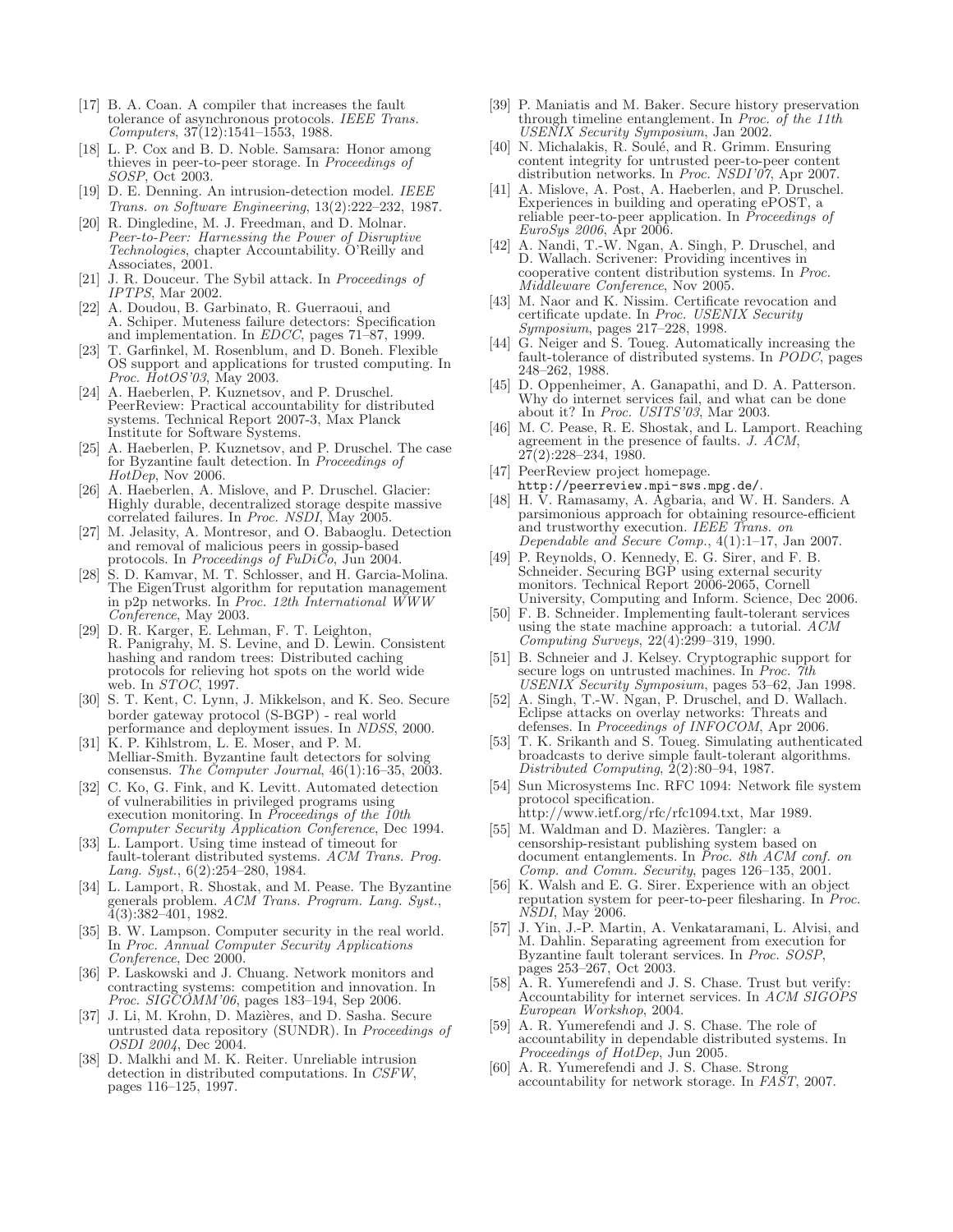[17] B. A. Coan. A compiler that increases the fault tolerance of asynchronous protocols. *IEEE Trans. Computers*, 37(12):1541–1553, 1988.

[18] L. P. Cox and B. D. Noble. Samsara: Honor among thieves in peer-to-peer storage. In *Proceedings of SOSP*, Oct 2003.

[19] D. E. Denning. An intrusion-detection model. *IEEE Trans. on Software Engineering*, 13(2):222–232, 1987.

[20] R. Dingledine, M. J. Freedman, and D. Molnar. *Peer-to-Peer: Harnessing the Power of Disruptive Technologies*, chapter Accountability. O'Reilly and Associates, 2001.

[21] J. R. Douceur. The Sybil attack. In *Proceedings of IPTPS*, Mar 2002.

[22] A. Doudou, B. Garbinato, R. Guerraoui, and A. Schiper. Muteness failure detectors: Specification and implementation. In *EDCC*, pages 71–87, 1999.

[23] T. Garfinkel, M. Rosenblum, and D. Boneh. Flexible OS support and applications for trusted computing. In *Proc. HotOS'03*, May 2003.

[24] A. Haeberlen, P. Kuznetsov, and P. Druschel. PeerReview: Practical accountability for distributed systems. Technical Report 2007-3, Max Planck Institute for Software Systems.

[25] A. Haeberlen, P. Kuznetsov, and P. Druschel. The case for Byzantine fault detection. In *Proceedings of HotDep*, Nov 2006.

[26] A. Haeberlen, A. Mislove, and P. Druschel. Glacier: Highly durable, decentralized storage despite massive correlated failures. In *Proc. NSDI*, May 2005.

[27] M. Jelasity, A. Montresor, and O. Babaoglu. Detection and removal of malicious peers in gossip-based protocols. In *Proceedings of FuDiCo*, Jun 2004.

[28] S. D. Kamvar, M. T. Schlosser, and H. Garcia-Molina. The EigenTrust algorithm for reputation management in p2p networks. In *Proc. 12th International WWW Conference*, May 2003.

[29] D. R. Karger, E. Lehman, F. T. Leighton, R. Panigrahy, M. S. Levine, and D. Lewin. Consistent hashing and random trees: Distributed caching protocols for relieving hot spots on the world wide web. In *STOC*, 1997.

[30] S. T. Kent, C. Lynn, J. Mikkelson, and K. Seo. Secure border gateway protocol (S-BGP) - real world performance and deployment issues. In *NDSS*, 2000.

[31] K. P. Kihlstrom, L. E. Moser, and P. M. Melliar-Smith. Byzantine fault detectors for solving consensus. *The Computer Journal*, 46(1):16–35, 2003.

[32] C. Ko, G. Fink, and K. Levitt. Automated detection of vulnerabilities in privileged programs using execution monitoring. In *Proceedings of the 10th Computer Security Application Conference*, Dec 1994.

[33] L. Lamport. Using time instead of timeout for fault-tolerant distributed systems. *ACM Trans. Prog. Lang. Syst.*, 6(2):254–280, 1984.

[34] L. Lamport, R. Shostak, and M. Pease. The Byzantine generals problem. *ACM Trans. Program. Lang. Syst.*, 4(3):382–401, 1982.

[35] B. W. Lampson. Computer security in the real world. In *Proc. Annual Computer Security Applications Conference*, Dec 2000.

[36] P. Laskowski and J. Chuang. Network monitors and contracting systems: competition and innovation. In *Proc. SIGCOMM'06*, pages 183–194, Sep 2006.

[37] J. Li, M. Krohn, D. Mazières, and D. Sasha. Secure untrusted data repository (SUNDR). In *Proceedings of OSDI 2004*, Dec 2004.

[38] D. Malkhi and M. K. Reiter. Unreliable intrusion detection in distributed computations. In *CSFW*, pages 116–125, 1997.

[39] P. Maniatis and M. Baker. Secure history preservation through timeline entanglement. In *Proc. of the 11th USENIX Security Symposium*, Jan 2002.

[40] N. Michalakis, R. Soulé, and R. Grimm. Ensuring content integrity for untrusted peer-to-peer content distribution networks. In *Proc. NSDI'07*, Apr 2007.

[41] A. Mislove, A. Post, A. Haeberlen, and P. Druschel. Experiences in building and operating ePOST, a reliable peer-to-peer application. In *Proceedings of EuroSys 2006*, Apr 2006.

[42] A. Nandi, T.-W. Ngan, A. Singh, P. Druschel, and D. Wallach. Scrivener: Providing incentives in cooperative content distribution systems. In *Proc. Middleware Conference*, Nov 2005.

[43] M. Naor and K. Nissim. Certificate revocation and certificate update. In *Proc. USENIX Security Symposium*, pages 217–228, 1998.

[44] G. Neiger and S. Toueg. Automatically increasing the fault-tolerance of distributed systems. In *PODC*, pages 248–262, 1988.

[45] D. Oppenheimer, A. Ganapathi, and D. A. Patterson. Why do internet services fail, and what can be done about it? In *Proc. USITS'03*, Mar 2003.

[46] M. C. Pease, R. E. Shostak, and L. Lamport. Reaching agreement in the presence of faults. *J. ACM*, 27(2):228–234, 1980.

[47] PeerReview project homepage. `http://peerreview.mpi-sws.mpg.de/`.

[48] H. V. Ramasamy, A. Agbaria, and W. H. Sanders. A parsimonious approach for obtaining resource-efficient and trustworthy execution. *IEEE Trans. on Dependable and Secure Comp.*, 4(1):1–17, Jan 2007.

[49] P. Reynolds, O. Kennedy, E. G. Sirer, and F. B. Schneider. Securing BGP using external security monitors. Technical Report 2006-2065, Cornell University, Computing and Inform. Science, Dec 2006.

[50] F. B. Schneider. Implementing fault-tolerant services using the state machine approach: a tutorial. *ACM Computing Surveys*, 22(4):299–319, 1990.

[51] B. Schneier and J. Kelsey. Cryptographic support for secure logs on untrusted machines. In *Proc. 7th USENIX Security Symposium*, pages 53–62, Jan 1998.

[52] A. Singh, T.-W. Ngan, P. Druschel, and D. Wallach. Eclipse attacks on overlay networks: Threats and defenses. In *Proceedings of INFOCOM*, Apr 2006.

[53] T. K. Srikanth and S. Toueg. Simulating authenticated broadcasts to derive simple fault-tolerant algorithms. *Distributed Computing*, 2(2):80–94, 1987.

[54] Sun Microsystems Inc. RFC 1094: Network file system protocol specification. http://www.ietf.org/rfc/rfc1094.txt, Mar 1989.

[55] M. Waldman and D. Mazières. Tangler: a censorship-resistant publishing system based on document entanglements. In *Proc. 8th ACM conf. on Comp. and Comm. Security*, pages 126–135, 2001.

[56] K. Walsh and E. G. Sirer. Experience with an object reputation system for peer-to-peer filesharing. In *Proc. NSDI*, May 2006.

[57] J. Yin, J.-P. Martin, A. Venkataramani, L. Alvisi, and M. Dahlin. Separating agreement from execution for Byzantine fault tolerant services. In *Proc. SOSP*, pages 253–267, Oct 2003.

[58] A. R. Yumerefendi and J. S. Chase. Trust but verify: Accountability for internet services. In *ACM SIGOPS European Workshop*, 2004.

[59] A. R. Yumerefendi and J. S. Chase. The role of accountability in dependable distributed systems. In *Proceedings of HotDep*, Jun 2005.

[60] A. R. Yumerefendi and J. S. Chase. Strong accountability for network storage. In *FAST*, 2007.